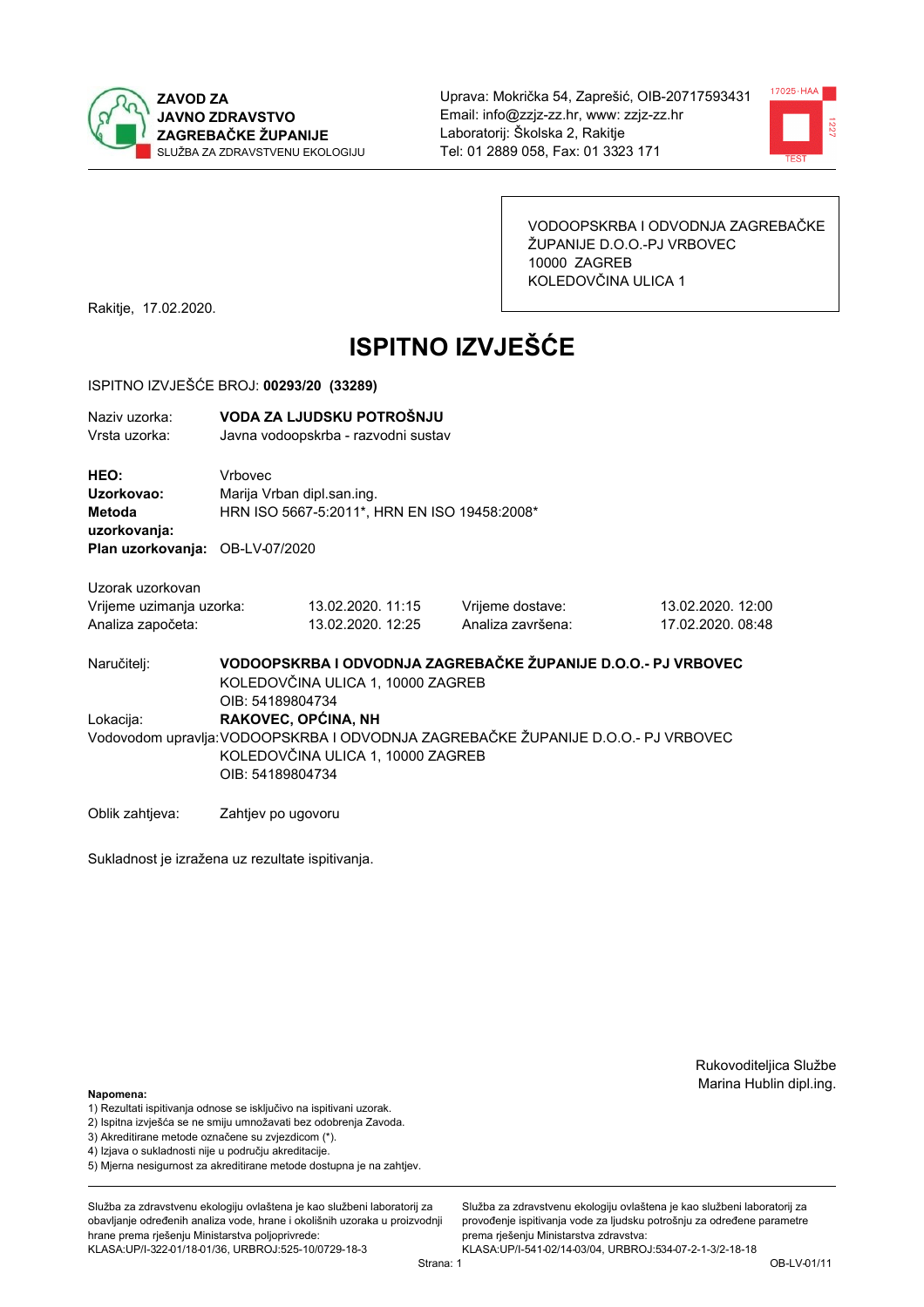**ZAVOD ZA JAVNO ZDRAVSTVO ZAGREBAČKE ŽUPANIJE**
SLUŽBA ZA ZDRAVSTVENU EKOLOGIJU

Uprava: Mokrička 54, Zaprešić, OIB-20717593431
Email: info@zzjz-zz.hr, www: zzjz-zz.hr
Laboratorij: Školska 2, Rakitje
Tel: 01 2889 058, Fax: 01 3323 171

VODOOPSKRBA I ODVODNJA ZAGREBAČKE ŽUPANIJE D.O.O.-PJ VRBOVEC
10000 ZAGREB
KOLEDOVČINA ULICA 1

Rakitje, 17.02.2020.

# ISPITNO IZVJEŠĆE

ISPITNO IZVJEŠĆE BROJ: **00293/20 (33289)**

Naziv uzorka: **VODA ZA LJUDSKU POTROŠNJU**
Vrsta uzorka: Javna vodoopskrba - razvodni sustav

**HEO:** Vrbovec
**Uzorkovao:** Marija Vrban dipl.san.ing.
**Metoda uzorkovanja:** HRN ISO 5667-5:2011*, HRN EN ISO 19458:2008*
**Plan uzorkovanja:** OB-LV-07/2020

Uzorak uzorkovan

| | | | |
|---|---|---|---|
| Vrijeme uzimanja uzorka: | 13.02.2020. 11:15 | Vrijeme dostave: | 13.02.2020. 12:00 |
| Analiza započeta: | 13.02.2020. 12:25 | Analiza završena: | 17.02.2020. 08:48 |

Naručitelj: **VODOOPSKRBA I ODVODNJA ZAGREBAČKE ŽUPANIJE D.O.O.- PJ VRBOVEC**
KOLEDOVČINA ULICA 1, 10000 ZAGREB
OIB: 54189804734

Lokacija: **RAKOVEC, OPĆINA, NH**

Vodovodom upravlja: VODOOPSKRBA I ODVODNJA ZAGREBAČKE ŽUPANIJE D.O.O.- PJ VRBOVEC
KOLEDOVČINA ULICA 1, 10000 ZAGREB
OIB: 54189804734

Oblik zahtjeva: Zahtjev po ugovoru

Sukladnost je izražena uz rezultate ispitivanja.

Rukovoditeljica Službe
Marina Hublin dipl.ing.

**Napomena:**
1) Rezultati ispitivanja odnose se isključivo na ispitivani uzorak.
2) Ispitna izvješća se ne smiju umnožavati bez odobrenja Zavoda.
3) Akreditirane metode označene su zvjezdicom (*).
4) Izjava o sukladnosti nije u području akreditacije.
5) Mjerna nesigurnost za akreditirane metode dostupna je na zahtjev.

Služba za zdravstvenu ekologiju ovlaštena je kao službeni laboratorij za obavljanje određenih analiza vode, hrane i okolišnih uzoraka u proizvodnji hrane prema rješenju Ministarstva poljoprivrede: KLASA:UP/I-322-01/18-01/36, URBROJ:525-10/0729-18-3

Služba za zdravstvenu ekologiju ovlaštena je kao službeni laboratorij za provođenje ispitivanja vode za ljudsku potrošnju za određene parametre prema rješenju Ministarstva zdravstva: KLASA:UP/I-541-02/14-03/04, URBROJ:534-07-2-1-3/2-18-18

OB-LV-01/11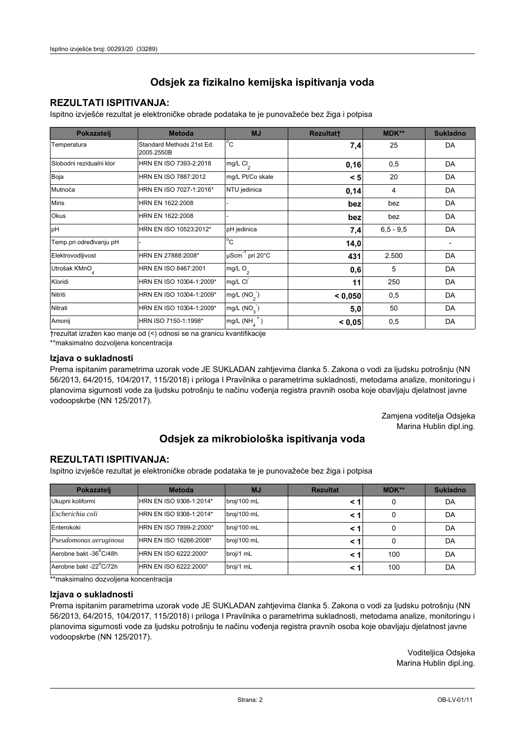## Odsjek za fizikalno kemijska ispitivanja voda

### REZULTATI ISPITIVANJA:

Ispitno izvješće rezultat je elektroničke obrade podataka te je punovažeće bez žiga i potpisa

| Pokazatelj | Metoda | MJ | Rezultat† | MDK** | Sukladno |
|---|---|---|---|---|---|
| Temperatura | Standard Methods 21st Ed. 2005.2550B | °C | **7,4** | 25 | DA |
| Slobodni rezidualni klor | HRN EN ISO 7393-2:2018 | mg/L $Cl_2$ | **0,16** | 0,5 | DA |
| Boja | HRN EN ISO 7887:2012 | mg/L Pt/Co skale | **< 5** | 20 | DA |
| Mutnoća | HRN EN ISO 7027-1:2016* | NTU jedinica | **0,14** | 4 | DA |
| Miris | HRN EN 1622:2008 | - | **bez** | bez | DA |
| Okus | HRN EN 1622:2008 | - | **bez** | bez | DA |
| pH | HRN EN ISO 10523:2012* | pH jedinica | **7,4** | 6,5 - 9,5 | DA |
| Temp.pri određivanju pH | - | °C | **14,0** | | - |
| Elektrovodljivost | HRN EN 27888:2008* | $\mu Scm^{-1}$ pri 20°C | **431** | 2.500 | DA |
| Utrošak $KMnO_4$ | HRN EN ISO 8467:2001 | mg/L $O_2$ | **0,6** | 5 | DA |
| Kloridi | HRN EN ISO 10304-1:2009* | mg/L $Cl^-$ | **11** | 250 | DA |
| Nitriti | HRN EN ISO 10304-1:2009* | mg/L ($NO_2^-$) | **< 0,050** | 0,5 | DA |
| Nitrati | HRN EN ISO 10304-1:2009* | mg/L ($NO_3^-$) | **5,0** | 50 | DA |
| Amonij | HRN ISO 7150-1:1998* | mg/L ($NH_4^+$) | **< 0,05** | 0,5 | DA |

†rezultat izražen kao manje od (<) odnosi se na granicu kvantifikacije

**maksimalno dozvoljena koncentracija

### Izjava o sukladnosti

Prema ispitanim parametrima uzorak vode JE SUKLADAN zahtjevima članka 5. Zakona o vodi za ljudsku potrošnju (NN 56/2013, 64/2015, 104/2017, 115/2018) i priloga I Pravilnika o parametrima sukladnosti, metodama analize, monitoringu i planovima sigurnosti vode za ljudsku potrošnju te načinu vođenja registra pravnih osoba koje obavljaju djelatnost javne vodoopskrbe (NN 125/2017).

Zamjena voditelja Odsjeka
Marina Hublin dipl.ing.

## Odsjek za mikrobiološka ispitivanja voda

### REZULTATI ISPITIVANJA:

Ispitno izvješće rezultat je elektroničke obrade podataka te je punovažeće bez žiga i potpisa

| Pokazatelj | Metoda | MJ | Rezultat | MDK** | Sukladno |
|---|---|---|---|---|---|
| Ukupni koliformi | HRN EN ISO 9308-1:2014* | broj/100 mL | **< 1** | 0 | DA |
| *Escherichia coli* | HRN EN ISO 9308-1:2014* | broj/100 mL | **< 1** | 0 | DA |
| Enterokoki | HRN EN ISO 7899-2:2000* | broj/100 mL | **< 1** | 0 | DA |
| *Pseudomonas aeruginosa* | HRN EN ISO 16266:2008* | broj/100 mL | **< 1** | 0 | DA |
| Aerobne bakt -36°C/48h | HRN EN ISO 6222:2000* | broj/1 mL | **< 1** | 100 | DA |
| Aerobne bakt -22°C/72h | HRN EN ISO 6222:2000* | broj/1 mL | **< 1** | 100 | DA |

**maksimalno dozvoljena koncentracija

### Izjava o sukladnosti

Prema ispitanim parametrima uzorak vode JE SUKLADAN zahtjevima članka 5. Zakona o vodi za ljudsku potrošnju (NN 56/2013, 64/2015, 104/2017, 115/2018) i priloga I Pravilnika o parametrima sukladnosti, metodama analize, monitoringu i planovima sigurnosti vode za ljudsku potrošnju te načinu vođenja registra pravnih osoba koje obavljaju djelatnost javne vodoopskrbe (NN 125/2017).

Voditeljica Odsjeka
Marina Hublin dipl.ing.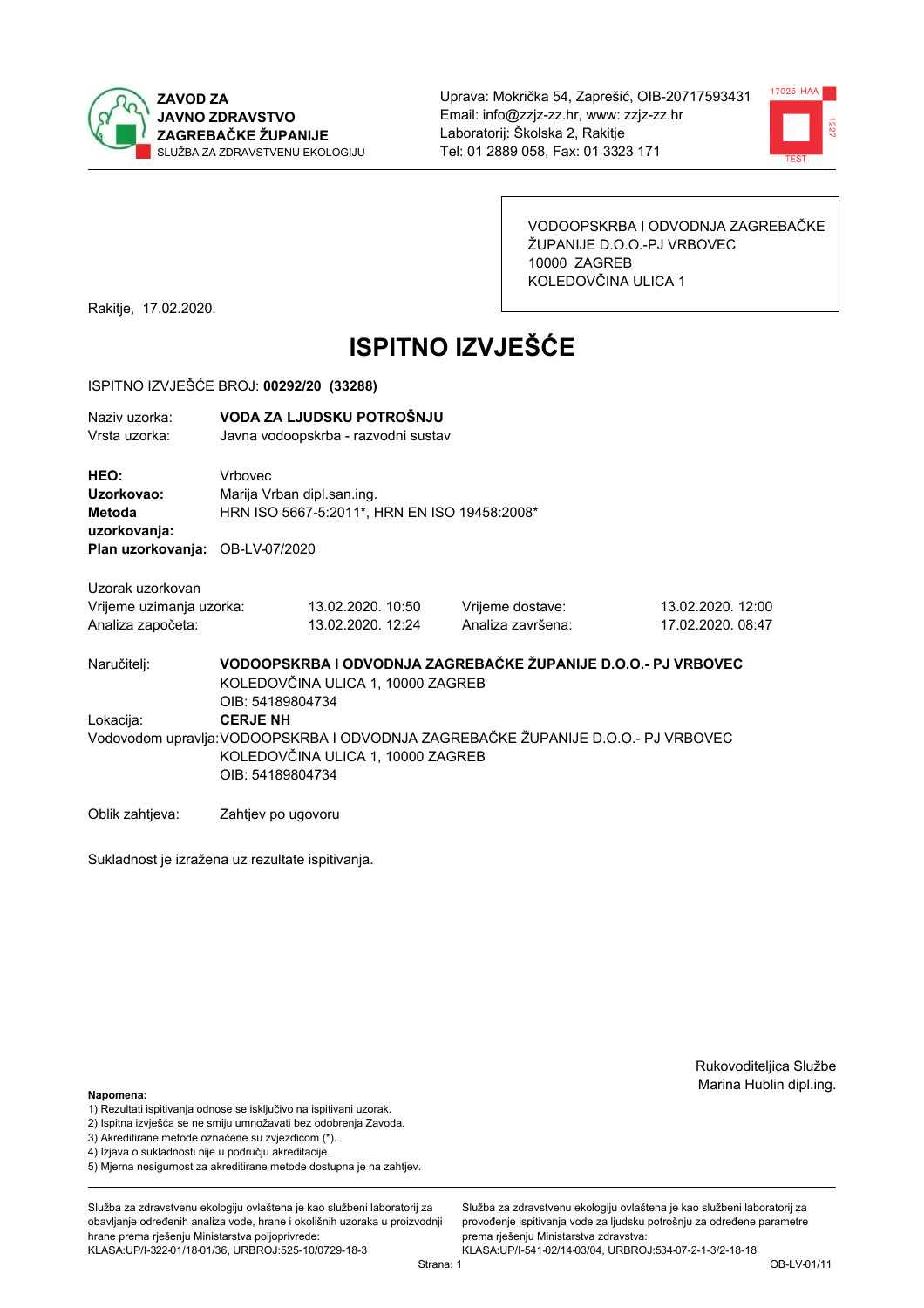ZAVOD ZA JAVNO ZDRAVSTVO ZAGREBAČKE ŽUPANIJE
SLUŽBA ZA ZDRAVSTVENU EKOLOGIJU

Uprava: Mokrička 54, Zaprešić, OIB-20717593431
Email: info@zzjz-zz.hr, www: zzjz-zz.hr
Laboratorij: Školska 2, Rakitje
Tel: 01 2889 058, Fax: 01 3323 171

VODOOPSKRBA I ODVODNJA ZAGREBAČKE ŽUPANIJE D.O.O.-PJ VRBOVEC
10000 ZAGREB
KOLEDOVČINA ULICA 1

Rakitje, 17.02.2020.

# ISPITNO IZVJEŠĆE

ISPITNO IZVJEŠĆE BROJ: **00292/20 (33288)**

Naziv uzorka: **VODA ZA LJUDSKU POTROŠNJU**
Vrsta uzorka: Javna vodoopskrba - razvodni sustav

**HEO:** Vrbovec
**Uzorkovao:** Marija Vrban dipl.san.ing.
**Metoda uzorkovanja:** HRN ISO 5667-5:2011*, HRN EN ISO 19458:2008*
**Plan uzorkovanja:** OB-LV-07/2020

Uzorak uzorkovan

| | | | |
|---|---|---|---|
| Vrijeme uzimanja uzorka: | 13.02.2020. 10:50 | Vrijeme dostave: | 13.02.2020. 12:00 |
| Analiza započeta: | 13.02.2020. 12:24 | Analiza završena: | 17.02.2020. 08:47 |

Naručitelj: **VODOOPSKRBA I ODVODNJA ZAGREBAČKE ŽUPANIJE D.O.O.- PJ VRBOVEC**
KOLEDOVČINA ULICA 1, 10000 ZAGREB
OIB: 54189804734

Lokacija: **CERJE NH**

Vodovodom upravlja: VODOOPSKRBA I ODVODNJA ZAGREBAČKE ŽUPANIJE D.O.O.- PJ VRBOVEC
KOLEDOVČINA ULICA 1, 10000 ZAGREB
OIB: 54189804734

Oblik zahtjeva: Zahtjev po ugovoru

Sukladnost je izražena uz rezultate ispitivanja.

Rukovoditeljica Službe
Marina Hublin dipl.ing.

**Napomena:**
1) Rezultati ispitivanja odnose se isključivo na ispitivani uzorak.
2) Ispitna izvješća se ne smiju umnožavati bez odobrenja Zavoda.
3) Akreditirane metode označene su zvjezdicom (*).
4) Izjava o sukladnosti nije u području akreditacije.
5) Mjerna nesigurnost za akreditirane metode dostupna je na zahtjev.

Služba za zdravstvenu ekologiju ovlaštena je kao službeni laboratorij za obavljanje određenih analiza vode, hrane i okolišnih uzoraka u proizvodnji hrane prema rješenju Ministarstva poljoprivrede: KLASA:UP/I-322-01/18-01/36, URBROJ:525-10/0729-18-3

Služba za zdravstvenu ekologiju ovlaštena je kao službeni laboratorij za provođenje ispitivanja vode za ljudsku potrošnju za određene parametre prema rješenju Ministarstva zdravstva: KLASA:UP/I-541-02/14-03/04, URBROJ:534-07-2-1-3/2-18-18

OB-LV-01/11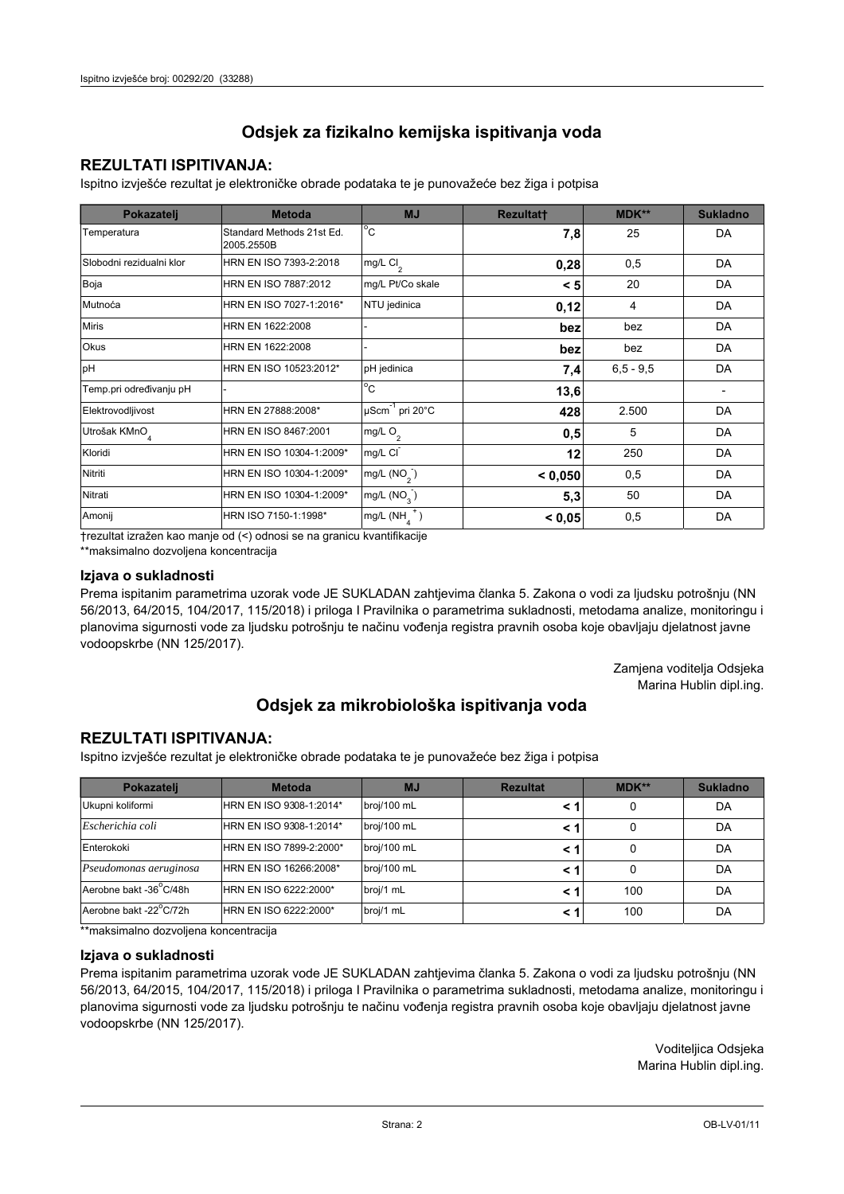## Odsjek za fizikalno kemijska ispitivanja voda

### REZULTATI ISPITIVANJA:

Ispitno izvješće rezultat je elektroničke obrade podataka te je punovažeće bez žiga i potpisa

| Pokazatelj | Metoda | MJ | Rezultat† | MDK** | Sukladno |
|---|---|---|---|---|---|
| Temperatura | Standard Methods 21st Ed. 2005.2550B | °C | **7,8** | 25 | DA |
| Slobodni rezidualni klor | HRN EN ISO 7393-2:2018 | mg/L $Cl_2$ | **0,28** | 0,5 | DA |
| Boja | HRN EN ISO 7887:2012 | mg/L Pt/Co skale | **< 5** | 20 | DA |
| Mutnoća | HRN EN ISO 7027-1:2016* | NTU jedinica | **0,12** | 4 | DA |
| Miris | HRN EN 1622:2008 | - | **bez** | bez | DA |
| Okus | HRN EN 1622:2008 | - | **bez** | bez | DA |
| pH | HRN EN ISO 10523:2012* | pH jedinica | **7,4** | 6,5 - 9,5 | DA |
| Temp.pri određivanju pH | - | °C | **13,6** | | - |
| Elektrovodljivost | HRN EN 27888:2008* | $\mu Scm^{-1}$ pri 20°C | **428** | 2.500 | DA |
| Utrošak $KMnO_4$ | HRN EN ISO 8467:2001 | mg/L $O_2$ | **0,5** | 5 | DA |
| Kloridi | HRN EN ISO 10304-1:2009* | mg/L $Cl^-$ | **12** | 250 | DA |
| Nitriti | HRN EN ISO 10304-1:2009* | mg/L ($NO_2^-$) | **< 0,050** | 0,5 | DA |
| Nitrati | HRN EN ISO 10304-1:2009* | mg/L ($NO_3^-$) | **5,3** | 50 | DA |
| Amonij | HRN ISO 7150-1:1998* | mg/L ($NH_4^+$) | **< 0,05** | 0,5 | DA |

†rezultat izražen kao manje od (<) odnosi se na granicu kvantifikacije

**maksimalno dozvoljena koncentracija

### Izjava o sukladnosti

Prema ispitanim parametrima uzorak vode JE SUKLADAN zahtjevima članka 5. Zakona o vodi za ljudsku potrošnju (NN 56/2013, 64/2015, 104/2017, 115/2018) i priloga I Pravilnika o parametrima sukladnosti, metodama analize, monitoringu i planovima sigurnosti vode za ljudsku potrošnju te načinu vođenja registra pravnih osoba koje obavljaju djelatnost javne vodoopskrbe (NN 125/2017).

Zamjena voditelja Odsjeka
Marina Hublin dipl.ing.

## Odsjek za mikrobiološka ispitivanja voda

### REZULTATI ISPITIVANJA:

Ispitno izvješće rezultat je elektroničke obrade podataka te je punovažeće bez žiga i potpisa

| Pokazatelj | Metoda | MJ | Rezultat | MDK** | Sukladno |
|---|---|---|---|---|---|
| Ukupni koliformi | HRN EN ISO 9308-1:2014* | broj/100 mL | **< 1** | 0 | DA |
| *Escherichia coli* | HRN EN ISO 9308-1:2014* | broj/100 mL | **< 1** | 0 | DA |
| Enterokoki | HRN EN ISO 7899-2:2000* | broj/100 mL | **< 1** | 0 | DA |
| *Pseudomonas aeruginosa* | HRN EN ISO 16266:2008* | broj/100 mL | **< 1** | 0 | DA |
| Aerobne bakt -36°C/48h | HRN EN ISO 6222:2000* | broj/1 mL | **< 1** | 100 | DA |
| Aerobne bakt -22°C/72h | HRN EN ISO 6222:2000* | broj/1 mL | **< 1** | 100 | DA |

**maksimalno dozvoljena koncentracija

### Izjava o sukladnosti

Prema ispitanim parametrima uzorak vode JE SUKLADAN zahtjevima članka 5. Zakona o vodi za ljudsku potrošnju (NN 56/2013, 64/2015, 104/2017, 115/2018) i priloga I Pravilnika o parametrima sukladnosti, metodama analize, monitoringu i planovima sigurnosti vode za ljudsku potrošnju te načinu vođenja registra pravnih osoba koje obavljaju djelatnost javne vodoopskrbe (NN 125/2017).

Voditeljica Odsjeka
Marina Hublin dipl.ing.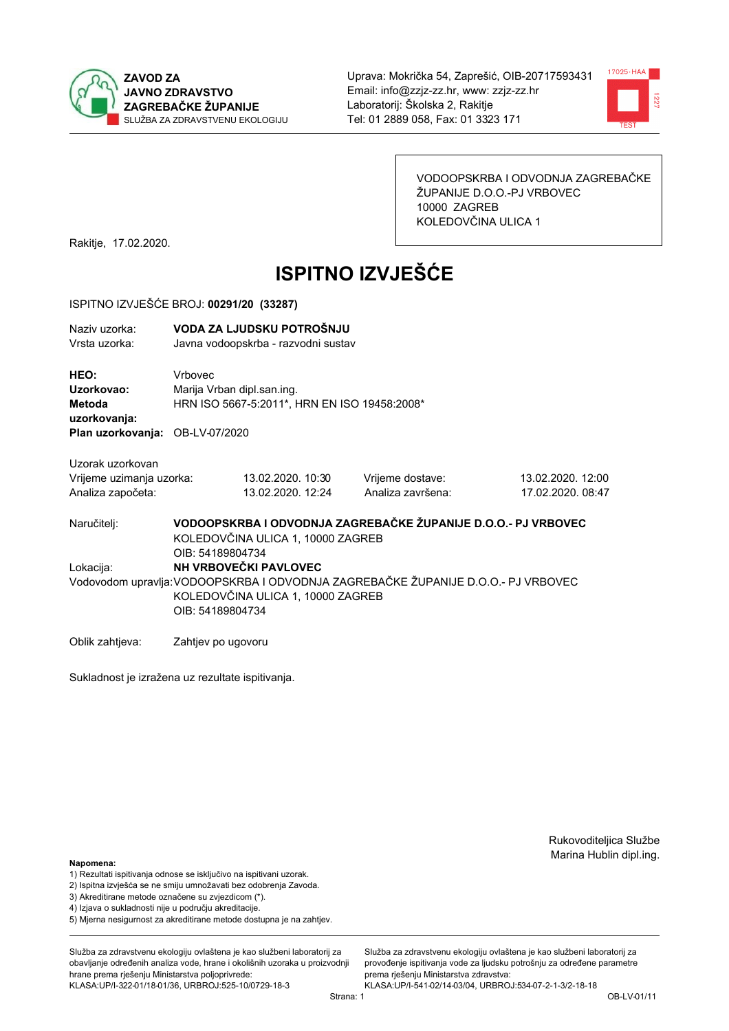ZAVOD ZA JAVNO ZDRAVSTVO ZAGREBAČKE ŽUPANIJE
SLUŽBA ZA ZDRAVSTVENU EKOLOGIJU

Uprava: Mokrička 54, Zaprešić, OIB-20717593431
Email: info@zzjz-zz.hr, www: zzjz-zz.hr
Laboratorij: Školska 2, Rakitje
Tel: 01 2889 058, Fax: 01 3323 171

VODOOPSKRBA I ODVODNJA ZAGREBAČKE ŽUPANIJE D.O.O.-PJ VRBOVEC
10000 ZAGREB
KOLEDOVČINA ULICA 1

Rakitje, 17.02.2020.

# ISPITNO IZVJEŠĆE

ISPITNO IZVJEŠĆE BROJ: **00291/20 (33287)**

Naziv uzorka: **VODA ZA LJUDSKU POTROŠNJU**
Vrsta uzorka: Javna vodoopskrba - razvodni sustav

**HEO:** Vrbovec
**Uzorkovao:** Marija Vrban dipl.san.ing.
**Metoda uzorkovanja:** HRN ISO 5667-5:2011*, HRN EN ISO 19458:2008*
**Plan uzorkovanja:** OB-LV-07/2020

Uzorak uzorkovan

| | | | |
|---|---|---|---|
| Vrijeme uzimanja uzorka: | 13.02.2020. 10:30 | Vrijeme dostave: | 13.02.2020. 12:00 |
| Analiza započeta: | 13.02.2020. 12:24 | Analiza završena: | 17.02.2020. 08:47 |

Naručitelj: **VODOOPSKRBA I ODVODNJA ZAGREBAČKE ŽUPANIJE D.O.O.- PJ VRBOVEC**
KOLEDOVČINA ULICA 1, 10000 ZAGREB
OIB: 54189804734

Lokacija: **NH VRBOVEČKI PAVLOVEC**

Vodovodom upravlja: VODOOPSKRBA I ODVODNJA ZAGREBAČKE ŽUPANIJE D.O.O.- PJ VRBOVEC
KOLEDOVČINA ULICA 1, 10000 ZAGREB
OIB: 54189804734

Oblik zahtjeva: Zahtjev po ugovoru

Sukladnost je izražena uz rezultate ispitivanja.

Rukovoditeljica Službe
Marina Hublin dipl.ing.

**Napomena:**
1) Rezultati ispitivanja odnose se isključivo na ispitivani uzorak.
2) Ispitna izvješća se ne smiju umnožavati bez odobrenja Zavoda.
3) Akreditirane metode označene su zvjezdicom (*).
4) Izjava o sukladnosti nije u području akreditacije.
5) Mjerna nesigurnost za akreditirane metode dostupna je na zahtjev.

Služba za zdravstvenu ekologiju ovlaštena je kao službeni laboratorij za obavljanje određenih analiza vode, hrane i okolišnih uzoraka u proizvodnji hrane prema rješenju Ministarstva poljoprivrede: KLASA:UP/I-322-01/18-01/36, URBROJ:525-10/0729-18-3

Služba za zdravstvenu ekologiju ovlaštena je kao službeni laboratorij za provođenje ispitivanja vode za ljudsku potrošnju za određene parametre prema rješenju Ministarstva zdravstva: KLASA:UP/I-541-02/14-03/04, URBROJ:534-07-2-1-3/2-18-18

OB-LV-01/11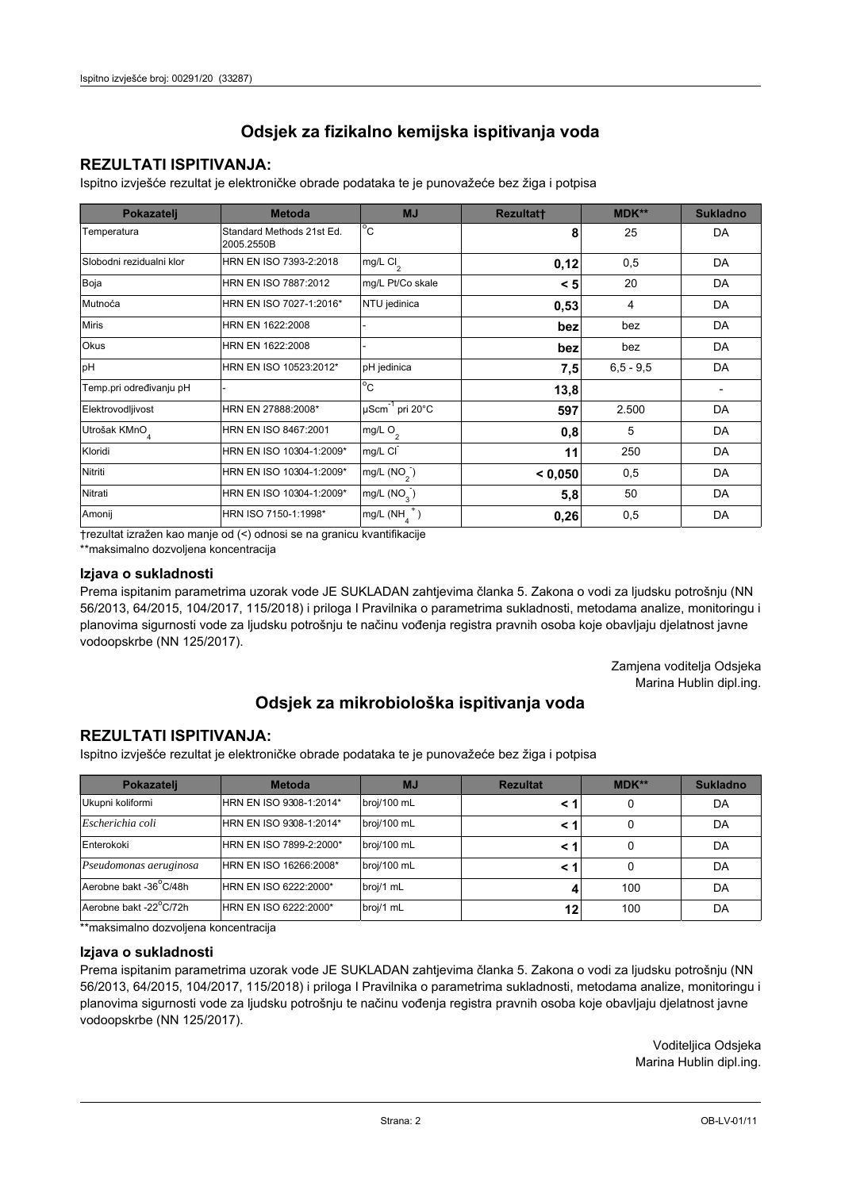# Odsjek za fizikalno kemijska ispitivanja voda

## REZULTATI ISPITIVANJA:

Ispitno izvješće rezultat je elektroničke obrade podataka te je punovažeće bez žiga i potpisa

| Pokazatelj | Metoda | MJ | Rezultat† | MDK** | Sukladno |
|---|---|---|---|---|---|
| Temperatura | Standard Methods 21st Ed. 2005.2550B | °C | **8** | 25 | DA |
| Slobodni rezidualni klor | HRN EN ISO 7393-2:2018 | mg/L $Cl_2$ | **0,12** | 0,5 | DA |
| Boja | HRN EN ISO 7887:2012 | mg/L Pt/Co skale | **< 5** | 20 | DA |
| Mutnoća | HRN EN ISO 7027-1:2016* | NTU jedinica | **0,53** | 4 | DA |
| Miris | HRN EN 1622:2008 | - | **bez** | bez | DA |
| Okus | HRN EN 1622:2008 | - | **bez** | bez | DA |
| pH | HRN EN ISO 10523:2012* | pH jedinica | **7,5** | 6,5 - 9,5 | DA |
| Temp.pri određivanju pH | - | °C | **13,8** | | - |
| Elektrovodljivost | HRN EN 27888:2008* | $\mu Scm^{-1}$ pri 20°C | **597** | 2.500 | DA |
| Utrošak $KMnO_4$ | HRN EN ISO 8467:2001 | mg/L $O_2$ | **0,8** | 5 | DA |
| Kloridi | HRN EN ISO 10304-1:2009* | mg/L $Cl^-$ | **11** | 250 | DA |
| Nitriti | HRN EN ISO 10304-1:2009* | mg/L ($NO_2^-$) | **< 0,050** | 0,5 | DA |
| Nitrati | HRN EN ISO 10304-1:2009* | mg/L ($NO_3^-$) | **5,8** | 50 | DA |
| Amonij | HRN ISO 7150-1:1998* | mg/L ($NH_4^+$) | **0,26** | 0,5 | DA |

†rezultat izražen kao manje od (<) odnosi se na granicu kvantifikacije

**maksimalno dozvoljena koncentracija

### Izjava o sukladnosti

Prema ispitanim parametrima uzorak vode JE SUKLADAN zahtjevima članka 5. Zakona o vodi za ljudsku potrošnju (NN 56/2013, 64/2015, 104/2017, 115/2018) i priloga I Pravilnika o parametrima sukladnosti, metodama analize, monitoringu i planovima sigurnosti vode za ljudsku potrošnju te načinu vođenja registra pravnih osoba koje obavljaju djelatnost javne vodoopskrbe (NN 125/2017).

Zamjena voditelja Odsjeka
Marina Hublin dipl.ing.

# Odsjek za mikrobiološka ispitivanja voda

## REZULTATI ISPITIVANJA:

Ispitno izvješće rezultat je elektroničke obrade podataka te je punovažeće bez žiga i potpisa

| Pokazatelj | Metoda | MJ | Rezultat | MDK** | Sukladno |
|---|---|---|---|---|---|
| Ukupni koliformi | HRN EN ISO 9308-1:2014* | broj/100 mL | **< 1** | 0 | DA |
| *Escherichia coli* | HRN EN ISO 9308-1:2014* | broj/100 mL | **< 1** | 0 | DA |
| Enterokoki | HRN EN ISO 7899-2:2000* | broj/100 mL | **< 1** | 0 | DA |
| *Pseudomonas aeruginosa* | HRN EN ISO 16266:2008* | broj/100 mL | **< 1** | 0 | DA |
| Aerobne bakt -36°C/48h | HRN EN ISO 6222:2000* | broj/1 mL | **4** | 100 | DA |
| Aerobne bakt -22°C/72h | HRN EN ISO 6222:2000* | broj/1 mL | **12** | 100 | DA |

**maksimalno dozvoljena koncentracija

### Izjava o sukladnosti

Prema ispitanim parametrima uzorak vode JE SUKLADAN zahtjevima članka 5. Zakona o vodi za ljudsku potrošnju (NN 56/2013, 64/2015, 104/2017, 115/2018) i priloga I Pravilnika o parametrima sukladnosti, metodama analize, monitoringu i planovima sigurnosti vode za ljudsku potrošnju te načinu vođenja registra pravnih osoba koje obavljaju djelatnost javne vodoopskrbe (NN 125/2017).

Voditeljica Odsjeka
Marina Hublin dipl.ing.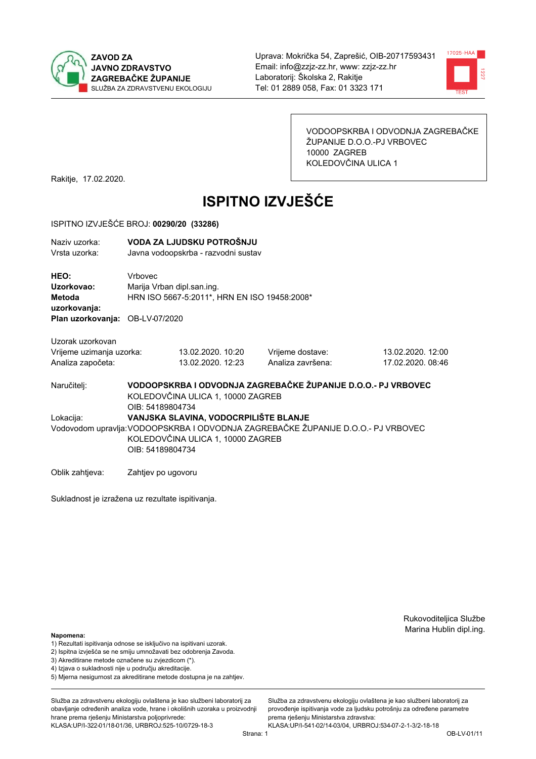**ZAVOD ZA JAVNO ZDRAVSTVO ZAGREBAČKE ŽUPANIJE**
SLUŽBA ZA ZDRAVSTVENU EKOLOGIJU

Uprava: Mokrička 54, Zaprešić, OIB-20717593431
Email: info@zzjz-zz.hr, www: zzjz-zz.hr
Laboratorij: Školska 2, Rakitje
Tel: 01 2889 058, Fax: 01 3323 171

VODOOPSKRBA I ODVODNJA ZAGREBAČKE ŽUPANIJE D.O.O.-PJ VRBOVEC
10000 ZAGREB
KOLEDOVČINA ULICA 1

Rakitje, 17.02.2020.

# ISPITNO IZVJEŠĆE

ISPITNO IZVJEŠĆE BROJ: **00290/20 (33286)**

Naziv uzorka: **VODA ZA LJUDSKU POTROŠNJU**
Vrsta uzorka: Javna vodoopskrba - razvodni sustav

**HEO:** Vrbovec
**Uzorkovao:** Marija Vrban dipl.san.ing.
**Metoda uzorkovanja:** HRN ISO 5667-5:2011*, HRN EN ISO 19458:2008*
**Plan uzorkovanja:** OB-LV-07/2020

Uzorak uzorkovan

| | | | |
|---|---|---|---|
| Vrijeme uzimanja uzorka: | 13.02.2020. 10:20 | Vrijeme dostave: | 13.02.2020. 12:00 |
| Analiza započeta: | 13.02.2020. 12:23 | Analiza završena: | 17.02.2020. 08:46 |

Naručitelj: **VODOOPSKRBA I ODVODNJA ZAGREBAČKE ŽUPANIJE D.O.O.- PJ VRBOVEC**
KOLEDOVČINA ULICA 1, 10000 ZAGREB
OIB: 54189804734

Lokacija: **VANJSKA SLAVINA, VODOCRPILIŠTE BLANJE**

Vodovodom upravlja: VODOOPSKRBA I ODVODNJA ZAGREBAČKE ŽUPANIJE D.O.O.- PJ VRBOVEC
KOLEDOVČINA ULICA 1, 10000 ZAGREB
OIB: 54189804734

Oblik zahtjeva: Zahtjev po ugovoru

Sukladnost je izražena uz rezultate ispitivanja.

Rukovoditeljica Službe
Marina Hublin dipl.ing.

**Napomena:**
1) Rezultati ispitivanja odnose se isključivo na ispitivani uzorak.
2) Ispitna izvješća se ne smiju umnožavati bez odobrenja Zavoda.
3) Akreditirane metode označene su zvjezdicom (*).
4) Izjava o sukladnosti nije u području akreditacije.
5) Mjerna nesigurnost za akreditirane metode dostupna je na zahtjev.

Služba za zdravstvenu ekologiju ovlaštena je kao službeni laboratorij za obavljanje određenih analiza vode, hrane i okolišnih uzoraka u proizvodnji hrane prema rješenju Ministarstva poljoprivrede: KLASA:UP/I-322-01/18-01/36, URBROJ:525-10/0729-18-3

Služba za zdravstvenu ekologiju ovlaštena je kao službeni laboratorij za provođenje ispitivanja vode za ljudsku potrošnju za određene parametre prema rješenju Ministarstva zdravstva: KLASA:UP/I-541-02/14-03/04, URBROJ:534-07-2-1-3/2-18-18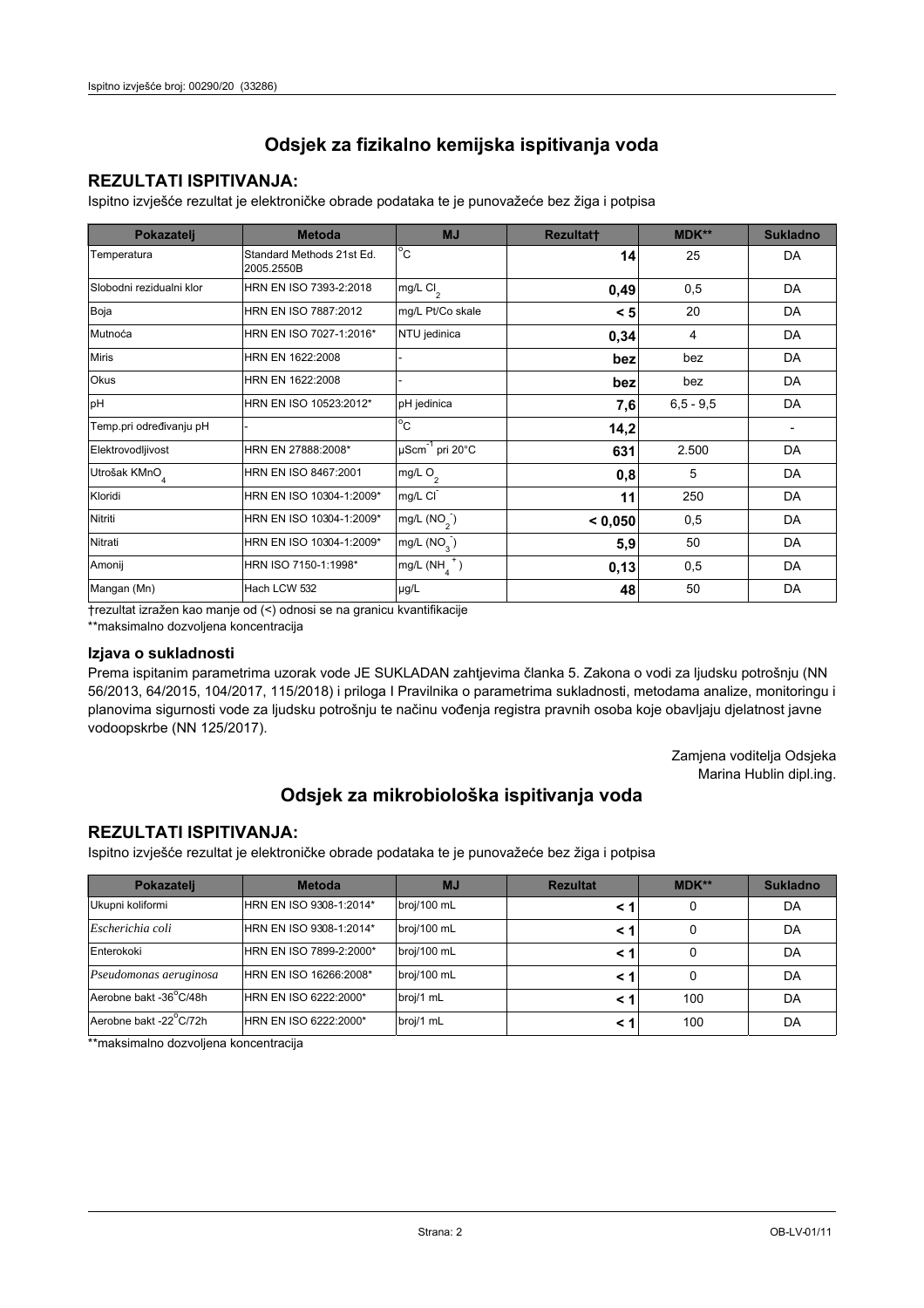## Odsjek za fizikalno kemijska ispitivanja voda

### REZULTATI ISPITIVANJA:

Ispitno izvješće rezultat je elektroničke obrade podataka te je punovažeće bez žiga i potpisa

| Pokazatelj | Metoda | MJ | Rezultat† | MDK** | Sukladno |
|---|---|---|---|---|---|
| Temperatura | Standard Methods 21st Ed. 2005.2550B | °C | **14** | 25 | DA |
| Slobodni rezidualni klor | HRN EN ISO 7393-2:2018 | mg/L $Cl_2$ | **0,49** | 0,5 | DA |
| Boja | HRN EN ISO 7887:2012 | mg/L Pt/Co skale | **< 5** | 20 | DA |
| Mutnoća | HRN EN ISO 7027-1:2016* | NTU jedinica | **0,34** | 4 | DA |
| Miris | HRN EN 1622:2008 | - | **bez** | bez | DA |
| Okus | HRN EN 1622:2008 | - | **bez** | bez | DA |
| pH | HRN EN ISO 10523:2012* | pH jedinica | **7,6** | 6,5 - 9,5 | DA |
| Temp.pri određivanju pH | - | °C | **14,2** | | - |
| Elektrovodljivost | HRN EN 27888:2008* | $\mu Scm^{-1}$ pri 20°C | **631** | 2.500 | DA |
| Utrošak $KMnO_4$ | HRN EN ISO 8467:2001 | mg/L $O_2$ | **0,8** | 5 | DA |
| Kloridi | HRN EN ISO 10304-1:2009* | mg/L $Cl^-$ | **11** | 250 | DA |
| Nitriti | HRN EN ISO 10304-1:2009* | mg/L ($NO_2^-$) | **< 0,050** | 0,5 | DA |
| Nitrati | HRN EN ISO 10304-1:2009* | mg/L ($NO_3^-$) | **5,9** | 50 | DA |
| Amonij | HRN ISO 7150-1:1998* | mg/L ($NH_4^+$) | **0,13** | 0,5 | DA |
| Mangan (Mn) | Hach LCW 532 | µg/L | **48** | 50 | DA |

†rezultat izražen kao manje od (<) odnosi se na granicu kvantifikacije

**maksimalno dozvoljena koncentracija

### Izjava o sukladnosti

Prema ispitanim parametrima uzorak vode JE SUKLADAN zahtjevima članka 5. Zakona o vodi za ljudsku potrošnju (NN 56/2013, 64/2015, 104/2017, 115/2018) i priloga I Pravilnika o parametrima sukladnosti, metodama analize, monitoringu i planovima sigurnosti vode za ljudsku potrošnju te načinu vođenja registra pravnih osoba koje obavljaju djelatnost javne vodoopskrbe (NN 125/2017).

Zamjena voditelja Odsjeka
Marina Hublin dipl.ing.

## Odsjek za mikrobiološka ispitivanja voda

### REZULTATI ISPITIVANJA:

Ispitno izvješće rezultat je elektroničke obrade podataka te je punovažeće bez žiga i potpisa

| Pokazatelj | Metoda | MJ | Rezultat | MDK** | Sukladno |
|---|---|---|---|---|---|
| Ukupni koliformi | HRN EN ISO 9308-1:2014* | broj/100 mL | **< 1** | 0 | DA |
| *Escherichia coli* | HRN EN ISO 9308-1:2014* | broj/100 mL | **< 1** | 0 | DA |
| Enterokoki | HRN EN ISO 7899-2:2000* | broj/100 mL | **< 1** | 0 | DA |
| *Pseudomonas aeruginosa* | HRN EN ISO 16266:2008* | broj/100 mL | **< 1** | 0 | DA |
| Aerobne bakt -36°C/48h | HRN EN ISO 6222:2000* | broj/1 mL | **< 1** | 100 | DA |
| Aerobne bakt -22°C/72h | HRN EN ISO 6222:2000* | broj/1 mL | **< 1** | 100 | DA |

**maksimalno dozvoljena koncentracija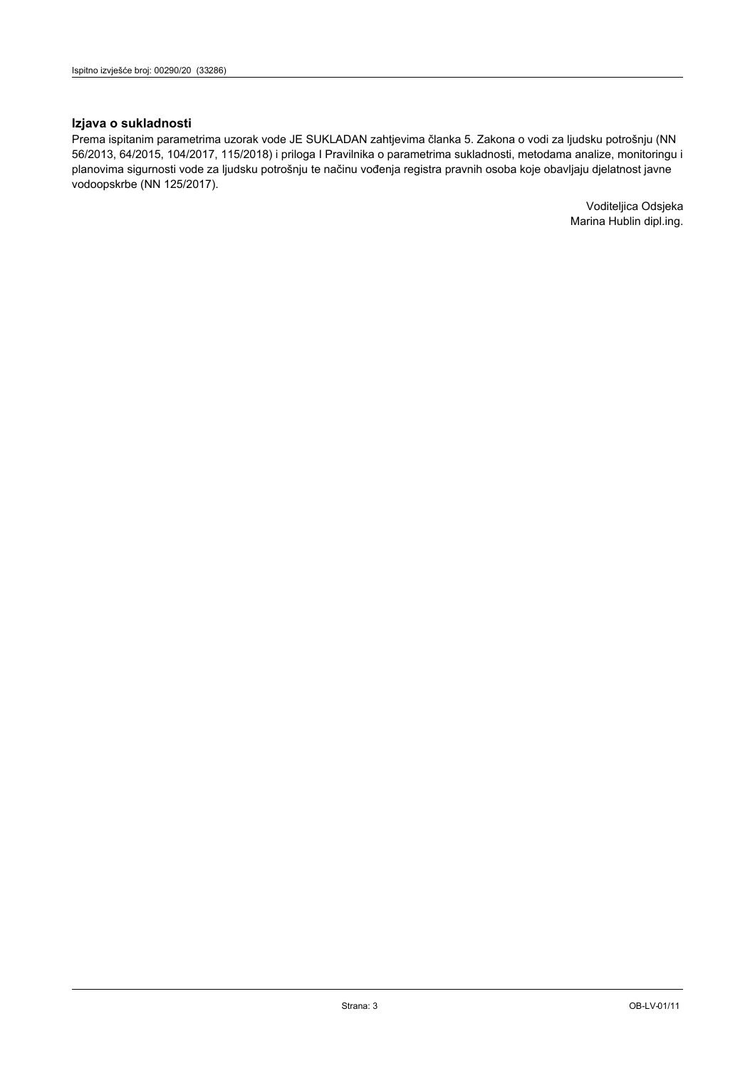### Izjava o sukladnosti

Prema ispitanim parametrima uzorak vode JE SUKLADAN zahtjevima članka 5. Zakona o vodi za ljudsku potrošnju (NN 56/2013, 64/2015, 104/2017, 115/2018) i priloga I Pravilnika o parametrima sukladnosti, metodama analize, monitoringu i planovima sigurnosti vode za ljudsku potrošnju te načinu vođenja registra pravnih osoba koje obavljaju djelatnost javne vodoopskrbe (NN 125/2017).

Voditeljica Odsjeka
Marina Hublin dipl.ing.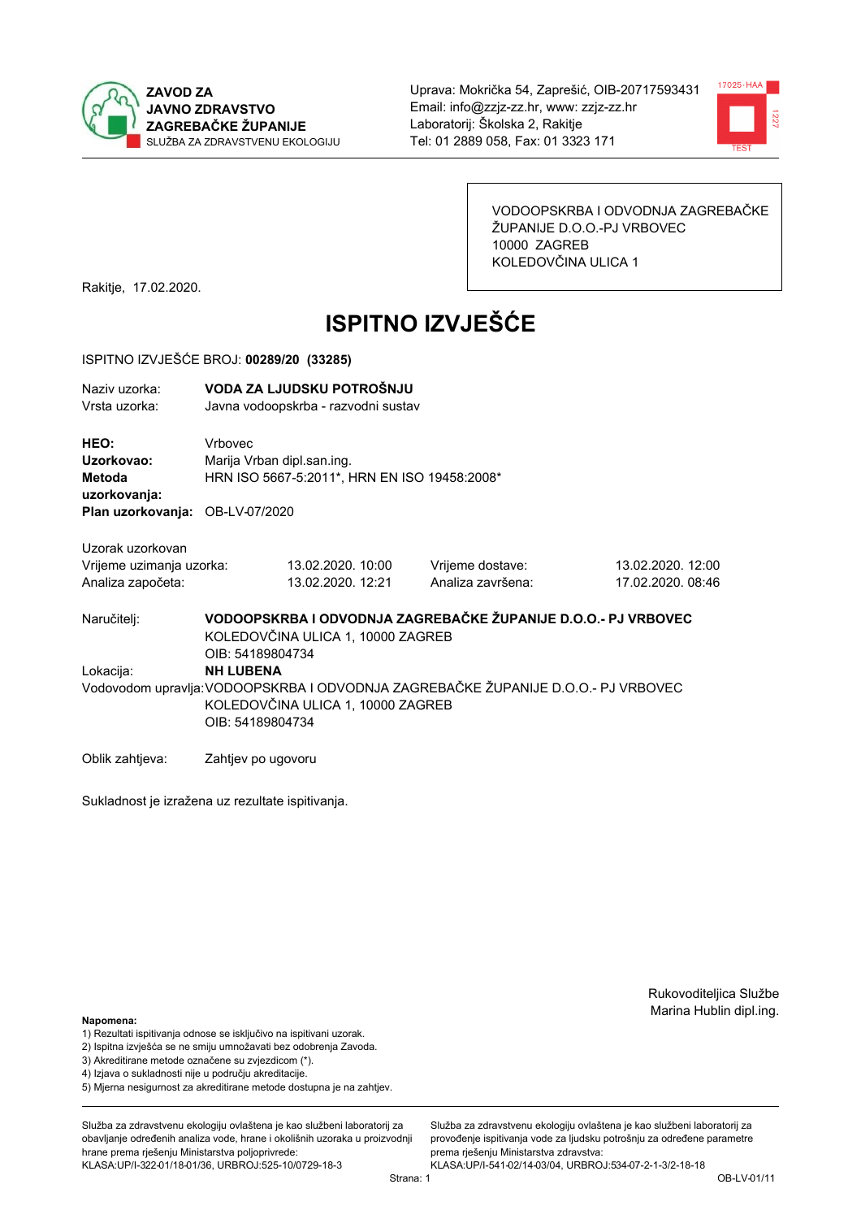**ZAVOD ZA JAVNO ZDRAVSTVO ZAGREBAČKE ŽUPANIJE**
SLUŽBA ZA ZDRAVSTVENU EKOLOGIJU

Uprava: Mokrička 54, Zaprešić, OIB-20717593431
Email: info@zzjz-zz.hr, www: zzjz-zz.hr
Laboratorij: Školska 2, Rakitje
Tel: 01 2889 058, Fax: 01 3323 171

VODOOPSKRBA I ODVODNJA ZAGREBAČKE ŽUPANIJE D.O.O.-PJ VRBOVEC
10000 ZAGREB
KOLEDOVČINA ULICA 1

Rakitje, 17.02.2020.

# ISPITNO IZVJEŠĆE

ISPITNO IZVJEŠĆE BROJ: **00289/20 (33285)**

Naziv uzorka: **VODA ZA LJUDSKU POTROŠNJU**
Vrsta uzorka: Javna vodoopskrba - razvodni sustav

**HEO:** Vrbovec
**Uzorkovao:** Marija Vrban dipl.san.ing.
**Metoda uzorkovanja:** HRN ISO 5667-5:2011*, HRN EN ISO 19458:2008*
**Plan uzorkovanja:** OB-LV-07/2020

Uzorak uzorkovan

| | | | |
|---|---|---|---|
| Vrijeme uzimanja uzorka: | 13.02.2020. 10:00 | Vrijeme dostave: | 13.02.2020. 12:00 |
| Analiza započeta: | 13.02.2020. 12:21 | Analiza završena: | 17.02.2020. 08:46 |

Naručitelj: **VODOOPSKRBA I ODVODNJA ZAGREBAČKE ŽUPANIJE D.O.O.- PJ VRBOVEC**
KOLEDOVČINA ULICA 1, 10000 ZAGREB
OIB: 54189804734

Lokacija: **NH LUBENA**

Vodovodom upravlja: VODOOPSKRBA I ODVODNJA ZAGREBAČKE ŽUPANIJE D.O.O.- PJ VRBOVEC
KOLEDOVČINA ULICA 1, 10000 ZAGREB
OIB: 54189804734

Oblik zahtjeva: Zahtjev po ugovoru

Sukladnost je izražena uz rezultate ispitivanja.

Rukovoditeljica Službe
Marina Hublin dipl.ing.

**Napomena:**
1) Rezultati ispitivanja odnose se isključivo na ispitivani uzorak.
2) Ispitna izvješća se ne smiju umnožavati bez odobrenja Zavoda.
3) Akreditirane metode označene su zvjezdicom (*).
4) Izjava o sukladnosti nije u području akreditacije.
5) Mjerna nesigurnost za akreditirane metode dostupna je na zahtjev.

Služba za zdravstvenu ekologiju ovlaštena je kao službeni laboratorij za obavljanje određenih analiza vode, hrane i okolišnih uzoraka u proizvodnji hrane prema rješenju Ministarstva poljoprivrede: KLASA:UP/I-322-01/18-01/36, URBROJ:525-10/0729-18-3

Služba za zdravstvenu ekologiju ovlaštena je kao službeni laboratorij za provođenje ispitivanja vode za ljudsku potrošnju za određene parametre prema rješenju Ministarstva zdravstva: KLASA:UP/I-541-02/14-03/04, URBROJ:534-07-2-1-3/2-18-18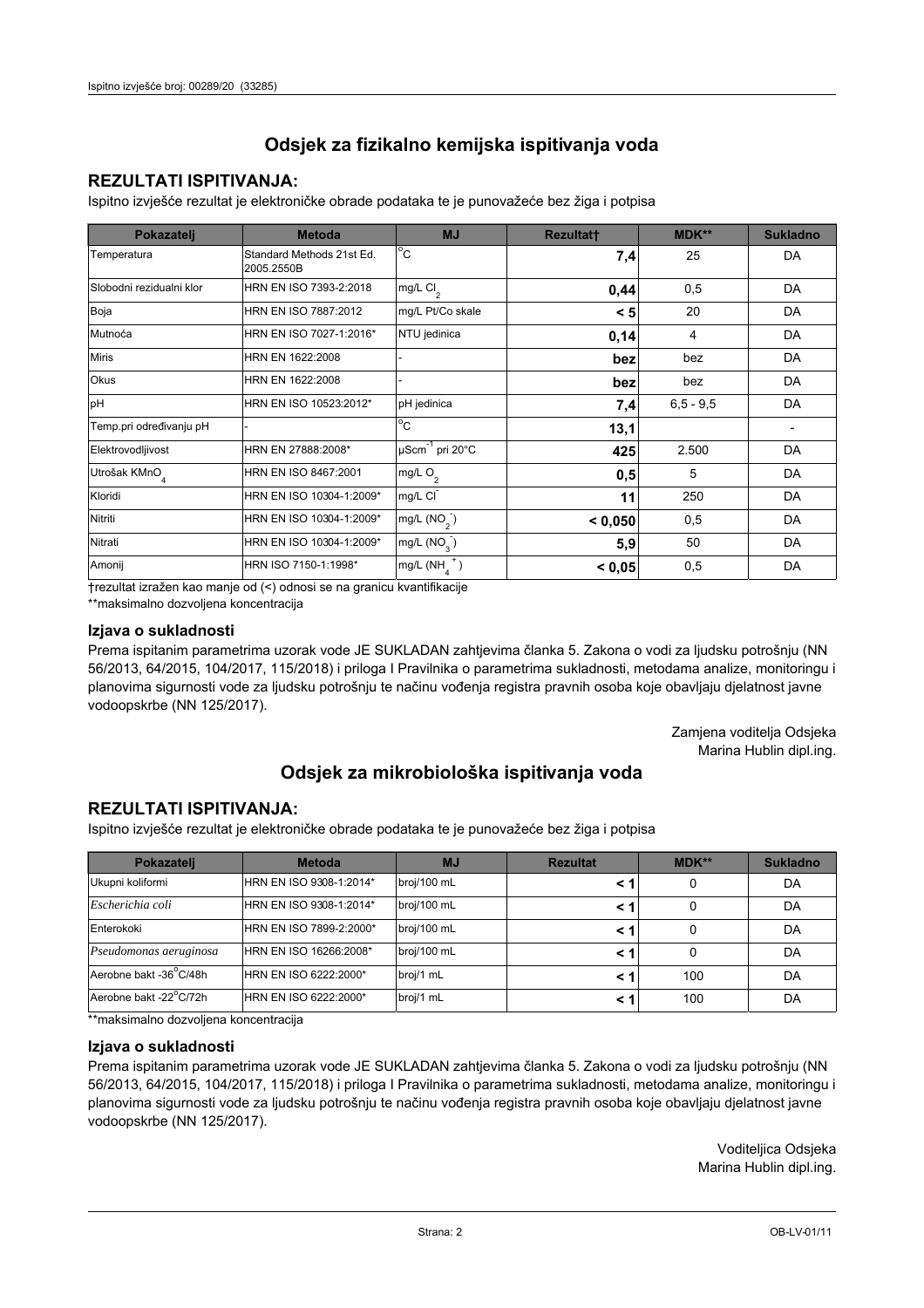## Odsjek za fizikalno kemijska ispitivanja voda

### REZULTATI ISPITIVANJA:

Ispitno izvješće rezultat je elektroničke obrade podataka te je punovažeće bez žiga i potpisa

| Pokazatelj | Metoda | MJ | Rezultat† | MDK** | Sukladno |
|---|---|---|---|---|---|
| Temperatura | Standard Methods 21st Ed. 2005.2550B | °C | **7,4** | 25 | DA |
| Slobodni rezidualni klor | HRN EN ISO 7393-2:2018 | mg/L $Cl_2$ | **0,44** | 0,5 | DA |
| Boja | HRN EN ISO 7887:2012 | mg/L Pt/Co skale | **< 5** | 20 | DA |
| Mutnoća | HRN EN ISO 7027-1:2016* | NTU jedinica | **0,14** | 4 | DA |
| Miris | HRN EN 1622:2008 | - | **bez** | bez | DA |
| Okus | HRN EN 1622:2008 | - | **bez** | bez | DA |
| pH | HRN EN ISO 10523:2012* | pH jedinica | **7,4** | 6,5 - 9,5 | DA |
| Temp.pri određivanju pH | - | °C | **13,1** | | - |
| Elektrovodljivost | HRN EN 27888:2008* | $\mu Scm^{-1}$ pri 20°C | **425** | 2.500 | DA |
| Utrošak $KMnO_4$ | HRN EN ISO 8467:2001 | mg/L $O_2$ | **0,5** | 5 | DA |
| Kloridi | HRN EN ISO 10304-1:2009* | mg/L $Cl^-$ | **11** | 250 | DA |
| Nitriti | HRN EN ISO 10304-1:2009* | mg/L ($NO_2^-$) | **< 0,050** | 0,5 | DA |
| Nitrati | HRN EN ISO 10304-1:2009* | mg/L ($NO_3^-$) | **5,9** | 50 | DA |
| Amonij | HRN ISO 7150-1:1998* | mg/L ($NH_4^+$) | **< 0,05** | 0,5 | DA |

†rezultat izražen kao manje od (<) odnosi se na granicu kvantifikacije

**maksimalno dozvoljena koncentracija

### Izjava o sukladnosti

Prema ispitanim parametrima uzorak vode JE SUKLADAN zahtjevima članka 5. Zakona o vodi za ljudsku potrošnju (NN 56/2013, 64/2015, 104/2017, 115/2018) i priloga I Pravilnika o parametrima sukladnosti, metodama analize, monitoringu i planovima sigurnosti vode za ljudsku potrošnju te načinu vođenja registra pravnih osoba koje obavljaju djelatnost javne vodoopskrbe (NN 125/2017).

Zamjena voditelja Odsjeka
Marina Hublin dipl.ing.

## Odsjek za mikrobiološka ispitivanja voda

### REZULTATI ISPITIVANJA:

Ispitno izvješće rezultat je elektroničke obrade podataka te je punovažeće bez žiga i potpisa

| Pokazatelj | Metoda | MJ | Rezultat | MDK** | Sukladno |
|---|---|---|---|---|---|
| Ukupni koliformi | HRN EN ISO 9308-1:2014* | broj/100 mL | **< 1** | 0 | DA |
| *Escherichia coli* | HRN EN ISO 9308-1:2014* | broj/100 mL | **< 1** | 0 | DA |
| Enterokoki | HRN EN ISO 7899-2:2000* | broj/100 mL | **< 1** | 0 | DA |
| *Pseudomonas aeruginosa* | HRN EN ISO 16266:2008* | broj/100 mL | **< 1** | 0 | DA |
| Aerobne bakt -36°C/48h | HRN EN ISO 6222:2000* | broj/1 mL | **< 1** | 100 | DA |
| Aerobne bakt -22°C/72h | HRN EN ISO 6222:2000* | broj/1 mL | **< 1** | 100 | DA |

**maksimalno dozvoljena koncentracija

### Izjava o sukladnosti

Prema ispitanim parametrima uzorak vode JE SUKLADAN zahtjevima članka 5. Zakona o vodi za ljudsku potrošnju (NN 56/2013, 64/2015, 104/2017, 115/2018) i priloga I Pravilnika o parametrima sukladnosti, metodama analize, monitoringu i planovima sigurnosti vode za ljudsku potrošnju te načinu vođenja registra pravnih osoba koje obavljaju djelatnost javne vodoopskrbe (NN 125/2017).

Voditeljica Odsjeka
Marina Hublin dipl.ing.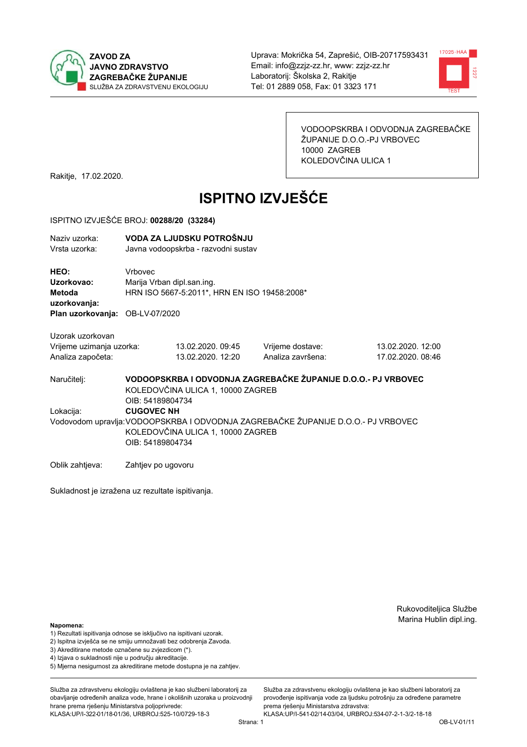**ZAVOD ZA JAVNO ZDRAVSTVO ZAGREBAČKE ŽUPANIJE**
SLUŽBA ZA ZDRAVSTVENU EKOLOGIJU

Uprava: Mokrička 54, Zaprešić, OIB-20717593431
Email: info@zzjz-zz.hr, www: zzjz-zz.hr
Laboratorij: Školska 2, Rakitje
Tel: 01 2889 058, Fax: 01 3323 171

VODOOPSKRBA I ODVODNJA ZAGREBAČKE ŽUPANIJE D.O.O.-PJ VRBOVEC
10000 ZAGREB
KOLEDOVČINA ULICA 1

Rakitje, 17.02.2020.

# ISPITNO IZVJEŠĆE

ISPITNO IZVJEŠĆE BROJ: **00288/20 (33284)**

| | |
|---|---|
| Naziv uzorka: | **VODA ZA LJUDSKU POTROŠNJU** |
| Vrsta uzorka: | Javna vodoopskrba - razvodni sustav |

| | |
|---|---|
| **HEO:** | Vrbovec |
| **Uzorkovao:** | Marija Vrban dipl.san.ing. |
| **Metoda uzorkovanja:** | HRN ISO 5667-5:2011*, HRN EN ISO 19458:2008* |
| **Plan uzorkovanja:** | OB-LV-07/2020 |

Uzorak uzorkovan

| | | | |
|---|---|---|---|
| Vrijeme uzimanja uzorka: | 13.02.2020. 09:45 | Vrijeme dostave: | 13.02.2020. 12:00 |
| Analiza započeta: | 13.02.2020. 12:20 | Analiza završena: | 17.02.2020. 08:46 |

Naručitelj: **VODOOPSKRBA I ODVODNJA ZAGREBAČKE ŽUPANIJE D.O.O.- PJ VRBOVEC**
KOLEDOVČINA ULICA 1, 10000 ZAGREB
OIB: 54189804734

Lokacija: **CUGOVEC NH**

Vodovodom upravlja: VODOOPSKRBA I ODVODNJA ZAGREBAČKE ŽUPANIJE D.O.O.- PJ VRBOVEC
KOLEDOVČINA ULICA 1, 10000 ZAGREB
OIB: 54189804734

Oblik zahtjeva: Zahtjev po ugovoru

Sukladnost je izražena uz rezultate ispitivanja.

Rukovoditeljica Službe
Marina Hublin dipl.ing.

**Napomena:**
1) Rezultati ispitivanja odnose se isključivo na ispitivani uzorak.
2) Ispitna izvješća se ne smiju umnožavati bez odobrenja Zavoda.
3) Akreditirane metode označene su zvjezdicom (*).
4) Izjava o sukladnosti nije u području akreditacije.
5) Mjerna nesigurnost za akreditirane metode dostupna je na zahtjev.

Služba za zdravstvenu ekologiju ovlaštena je kao službeni laboratorij za obavljanje određenih analiza vode, hrane i okolišnih uzoraka u proizvodnji hrane prema rješenju Ministarstva poljoprivrede:
KLASA:UP/I-322-01/18-01/36, URBROJ:525-10/0729-18-3

Služba za zdravstvenu ekologiju ovlaštena je kao službeni laboratorij za provođenje ispitivanja vode za ljudsku potrošnju za određene parametre prema rješenju Ministarstva zdravstva:
KLASA:UP/I-541-02/14-03/04, URBROJ:534-07-2-1-3/2-18-18

OB-LV-01/11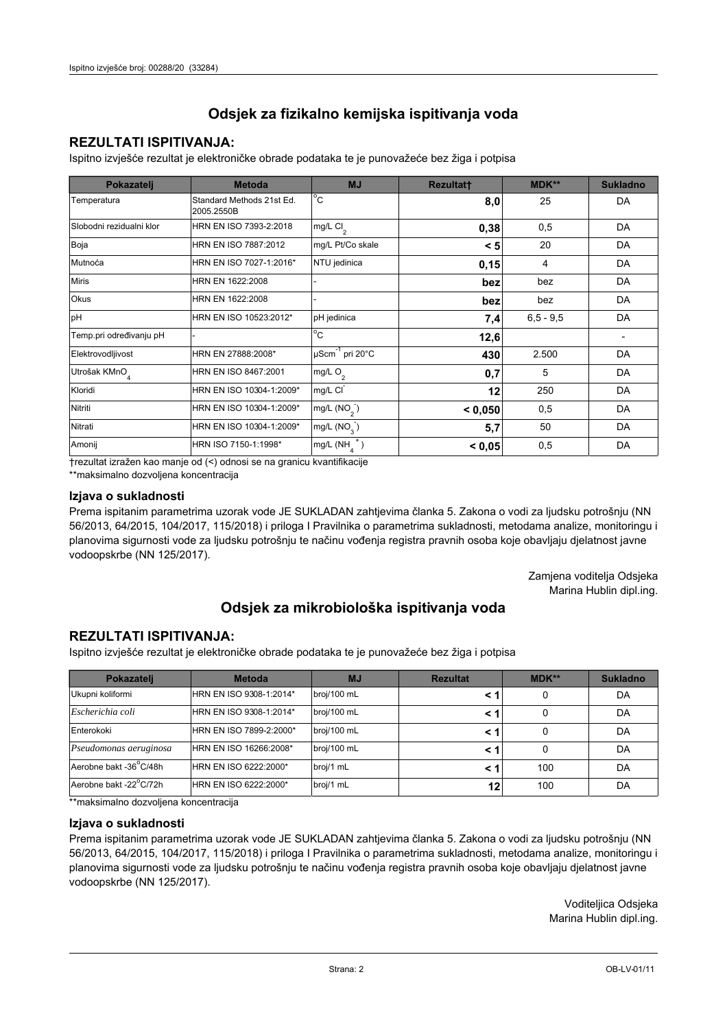## Odsjek za fizikalno kemijska ispitivanja voda

### REZULTATI ISPITIVANJA:

Ispitno izvješće rezultat je elektroničke obrade podataka te je punovažeće bez žiga i potpisa

| Pokazatelj | Metoda | MJ | Rezultat† | MDK** | Sukladno |
|---|---|---|---|---|---|
| Temperatura | Standard Methods 21st Ed. 2005.2550B | °C | **8,0** | 25 | DA |
| Slobodni rezidualni klor | HRN EN ISO 7393-2:2018 | mg/L $Cl_2$ | **0,38** | 0,5 | DA |
| Boja | HRN EN ISO 7887:2012 | mg/L Pt/Co skale | **< 5** | 20 | DA |
| Mutnoća | HRN EN ISO 7027-1:2016* | NTU jedinica | **0,15** | 4 | DA |
| Miris | HRN EN 1622:2008 | - | **bez** | bez | DA |
| Okus | HRN EN 1622:2008 | - | **bez** | bez | DA |
| pH | HRN EN ISO 10523:2012* | pH jedinica | **7,4** | 6,5 - 9,5 | DA |
| Temp.pri određivanju pH | - | °C | **12,6** | | - |
| Elektrovodljivost | HRN EN 27888:2008* | $\mu Scm^{-1}$ pri 20°C | **430** | 2.500 | DA |
| Utrošak $KMnO_4$ | HRN EN ISO 8467:2001 | mg/L $O_2$ | **0,7** | 5 | DA |
| Kloridi | HRN EN ISO 10304-1:2009* | mg/L $Cl^-$ | **12** | 250 | DA |
| Nitriti | HRN EN ISO 10304-1:2009* | mg/L ($NO_2^-$) | **< 0,050** | 0,5 | DA |
| Nitrati | HRN EN ISO 10304-1:2009* | mg/L ($NO_3^-$) | **5,7** | 50 | DA |
| Amonij | HRN ISO 7150-1:1998* | mg/L ($NH_4^+$) | **< 0,05** | 0,5 | DA |

†rezultat izražen kao manje od (<) odnosi se na granicu kvantifikacije

**maksimalno dozvoljena koncentracija

### Izjava o sukladnosti

Prema ispitanim parametrima uzorak vode JE SUKLADAN zahtjevima članka 5. Zakona o vodi za ljudsku potrošnju (NN 56/2013, 64/2015, 104/2017, 115/2018) i priloga I Pravilnika o parametrima sukladnosti, metodama analize, monitoringu i planovima sigurnosti vode za ljudsku potrošnju te načinu vođenja registra pravnih osoba koje obavljaju djelatnost javne vodoopskrbe (NN 125/2017).

Zamjena voditelja Odsjeka
Marina Hublin dipl.ing.

## Odsjek za mikrobiološka ispitivanja voda

### REZULTATI ISPITIVANJA:

Ispitno izvješće rezultat je elektroničke obrade podataka te je punovažeće bez žiga i potpisa

| Pokazatelj | Metoda | MJ | Rezultat | MDK** | Sukladno |
|---|---|---|---|---|---|
| Ukupni koliformi | HRN EN ISO 9308-1:2014* | broj/100 mL | **< 1** | 0 | DA |
| *Escherichia coli* | HRN EN ISO 9308-1:2014* | broj/100 mL | **< 1** | 0 | DA |
| Enterokoki | HRN EN ISO 7899-2:2000* | broj/100 mL | **< 1** | 0 | DA |
| *Pseudomonas aeruginosa* | HRN EN ISO 16266:2008* | broj/100 mL | **< 1** | 0 | DA |
| Aerobne bakt -36°C/48h | HRN EN ISO 6222:2000* | broj/1 mL | **< 1** | 100 | DA |
| Aerobne bakt -22°C/72h | HRN EN ISO 6222:2000* | broj/1 mL | **12** | 100 | DA |

**maksimalno dozvoljena koncentracija

### Izjava o sukladnosti

Prema ispitanim parametrima uzorak vode JE SUKLADAN zahtjevima članka 5. Zakona o vodi za ljudsku potrošnju (NN 56/2013, 64/2015, 104/2017, 115/2018) i priloga I Pravilnika o parametrima sukladnosti, metodama analize, monitoringu i planovima sigurnosti vode za ljudsku potrošnju te načinu vođenja registra pravnih osoba koje obavljaju djelatnost javne vodoopskrbe (NN 125/2017).

Voditeljica Odsjeka
Marina Hublin dipl.ing.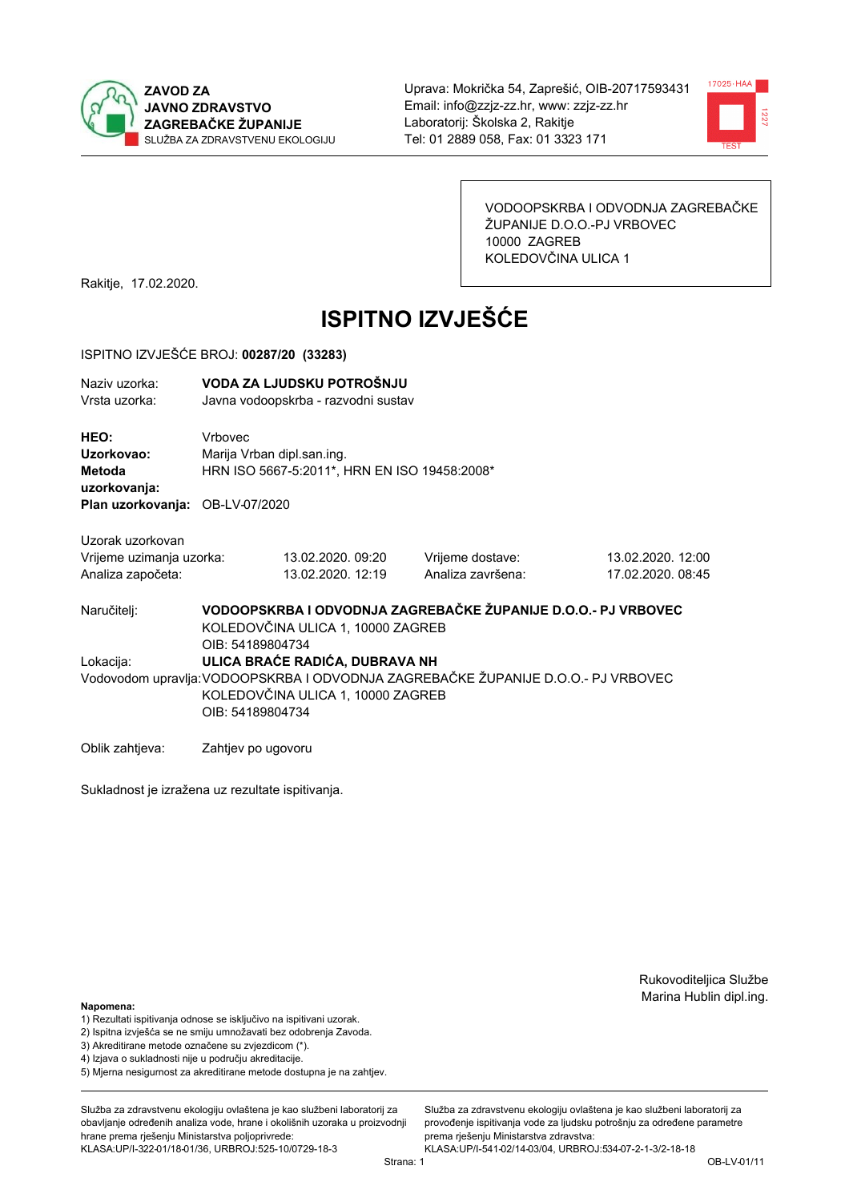ZAVOD ZA JAVNO ZDRAVSTVO ZAGREBAČKE ŽUPANIJE
SLUŽBA ZA ZDRAVSTVENU EKOLOGIJU

Uprava: Mokrička 54, Zaprešić, OIB-20717593431
Email: info@zzjz-zz.hr, www: zzjz-zz.hr
Laboratorij: Školska 2, Rakitje
Tel: 01 2889 058, Fax: 01 3323 171

VODOOPSKRBA I ODVODNJA ZAGREBAČKE ŽUPANIJE D.O.O.-PJ VRBOVEC
10000 ZAGREB
KOLEDOVČINA ULICA 1

Rakitje, 17.02.2020.

# ISPITNO IZVJEŠĆE

ISPITNO IZVJEŠĆE BROJ: **00287/20 (33283)**

Naziv uzorka: **VODA ZA LJUDSKU POTROŠNJU**
Vrsta uzorka: Javna vodoopskrba - razvodni sustav

**HEO:** Vrbovec
**Uzorkovao:** Marija Vrban dipl.san.ing.
**Metoda uzorkovanja:** HRN ISO 5667-5:2011*, HRN EN ISO 19458:2008*
**Plan uzorkovanja:** OB-LV-07/2020

Uzorak uzorkovan

| | | | |
|---|---|---|---|
| Vrijeme uzimanja uzorka: | 13.02.2020. 09:20 | Vrijeme dostave: | 13.02.2020. 12:00 |
| Analiza započeta: | 13.02.2020. 12:19 | Analiza završena: | 17.02.2020. 08:45 |

Naručitelj: **VODOOPSKRBA I ODVODNJA ZAGREBAČKE ŽUPANIJE D.O.O.- PJ VRBOVEC**
KOLEDOVČINA ULICA 1, 10000 ZAGREB
OIB: 54189804734

Lokacija: **ULICA BRAĆE RADIĆA, DUBRAVA NH**

Vodovodom upravlja: VODOOPSKRBA I ODVODNJA ZAGREBAČKE ŽUPANIJE D.O.O.- PJ VRBOVEC
KOLEDOVČINA ULICA 1, 10000 ZAGREB
OIB: 54189804734

Oblik zahtjeva: Zahtjev po ugovoru

Sukladnost je izražena uz rezultate ispitivanja.

Rukovoditeljica Službe
Marina Hublin dipl.ing.

**Napomena:**
1) Rezultati ispitivanja odnose se isključivo na ispitivani uzorak.
2) Ispitna izvješća se ne smiju umnožavati bez odobrenja Zavoda.
3) Akreditirane metode označene su zvjezdicom (*).
4) Izjava o sukladnosti nije u području akreditacije.
5) Mjerna nesigurnost za akreditirane metode dostupna je na zahtjev.

Služba za zdravstvenu ekologiju ovlaštena je kao službeni laboratorij za obavljanje određenih analiza vode, hrane i okolišnih uzoraka u proizvodnji hrane prema rješenju Ministarstva poljoprivrede: KLASA:UP/I-322-01/18-01/36, URBROJ:525-10/0729-18-3

Služba za zdravstvenu ekologiju ovlaštena je kao službeni laboratorij za provođenje ispitivanja vode za ljudsku potrošnju za određene parametre prema rješenju Ministarstva zdravstva: KLASA:UP/I-541-02/14-03/04, URBROJ:534-07-2-1-3/2-18-18

Strana: 1

OB-LV-01/11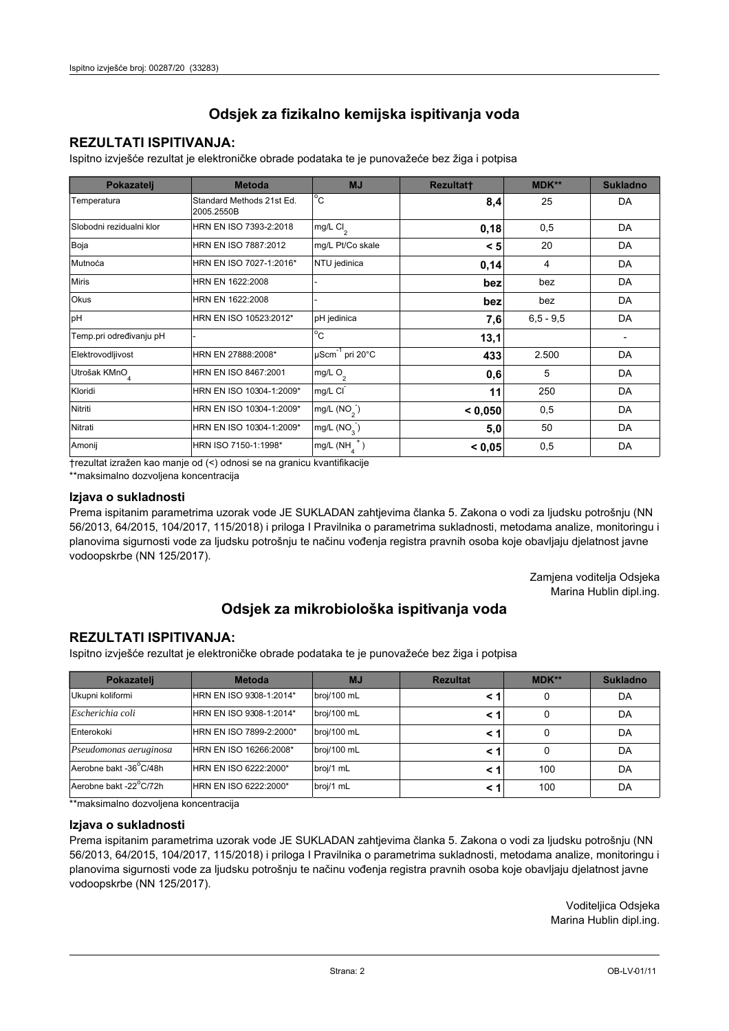## Odsjek za fizikalno kemijska ispitivanja voda

### REZULTATI ISPITIVANJA:

Ispitno izvješće rezultat je elektroničke obrade podataka te je punovažeće bez žiga i potpisa

| Pokazatelj | Metoda | MJ | Rezultat† | MDK** | Sukladno |
|---|---|---|---|---|---|
| Temperatura | Standard Methods 21st Ed. 2005.2550B | °C | **8,4** | 25 | DA |
| Slobodni rezidualni klor | HRN EN ISO 7393-2:2018 | mg/L $Cl_2$ | **0,18** | 0,5 | DA |
| Boja | HRN EN ISO 7887:2012 | mg/L Pt/Co skale | **< 5** | 20 | DA |
| Mutnoća | HRN EN ISO 7027-1:2016* | NTU jedinica | **0,14** | 4 | DA |
| Miris | HRN EN 1622:2008 | - | **bez** | bez | DA |
| Okus | HRN EN 1622:2008 | - | **bez** | bez | DA |
| pH | HRN EN ISO 10523:2012* | pH jedinica | **7,6** | 6,5 - 9,5 | DA |
| Temp.pri određivanju pH | - | °C | **13,1** | | - |
| Elektrovodljivost | HRN EN 27888:2008* | $\mu Scm^{-1}$ pri 20°C | **433** | 2.500 | DA |
| Utrošak $KMnO_4$ | HRN EN ISO 8467:2001 | mg/L $O_2$ | **0,6** | 5 | DA |
| Kloridi | HRN EN ISO 10304-1:2009* | mg/L $Cl^-$ | **11** | 250 | DA |
| Nitriti | HRN EN ISO 10304-1:2009* | mg/L ($NO_2^-$) | **< 0,050** | 0,5 | DA |
| Nitrati | HRN EN ISO 10304-1:2009* | mg/L ($NO_3^-$) | **5,0** | 50 | DA |
| Amonij | HRN ISO 7150-1:1998* | mg/L ($NH_4^+$) | **< 0,05** | 0,5 | DA |

†rezultat izražen kao manje od (<) odnosi se na granicu kvantifikacije

**maksimalno dozvoljena koncentracija

### Izjava o sukladnosti

Prema ispitanim parametrima uzorak vode JE SUKLADAN zahtjevima članka 5. Zakona o vodi za ljudsku potrošnju (NN 56/2013, 64/2015, 104/2017, 115/2018) i priloga I Pravilnika o parametrima sukladnosti, metodama analize, monitoringu i planovima sigurnosti vode za ljudsku potrošnju te načinu vođenja registra pravnih osoba koje obavljaju djelatnost javne vodoopskrbe (NN 125/2017).

Zamjena voditelja Odsjeka
Marina Hublin dipl.ing.

## Odsjek za mikrobiološka ispitivanja voda

### REZULTATI ISPITIVANJA:

Ispitno izvješće rezultat je elektroničke obrade podataka te je punovažeće bez žiga i potpisa

| Pokazatelj | Metoda | MJ | Rezultat | MDK** | Sukladno |
|---|---|---|---|---|---|
| Ukupni koliformi | HRN EN ISO 9308-1:2014* | broj/100 mL | **< 1** | 0 | DA |
| *Escherichia coli* | HRN EN ISO 9308-1:2014* | broj/100 mL | **< 1** | 0 | DA |
| Enterokoki | HRN EN ISO 7899-2:2000* | broj/100 mL | **< 1** | 0 | DA |
| *Pseudomonas aeruginosa* | HRN EN ISO 16266:2008* | broj/100 mL | **< 1** | 0 | DA |
| Aerobne bakt -36°C/48h | HRN EN ISO 6222:2000* | broj/1 mL | **< 1** | 100 | DA |
| Aerobne bakt -22°C/72h | HRN EN ISO 6222:2000* | broj/1 mL | **< 1** | 100 | DA |

**maksimalno dozvoljena koncentracija

### Izjava o sukladnosti

Prema ispitanim parametrima uzorak vode JE SUKLADAN zahtjevima članka 5. Zakona o vodi za ljudsku potrošnju (NN 56/2013, 64/2015, 104/2017, 115/2018) i priloga I Pravilnika o parametrima sukladnosti, metodama analize, monitoringu i planovima sigurnosti vode za ljudsku potrošnju te načinu vođenja registra pravnih osoba koje obavljaju djelatnost javne vodoopskrbe (NN 125/2017).

Voditeljica Odsjeka
Marina Hublin dipl.ing.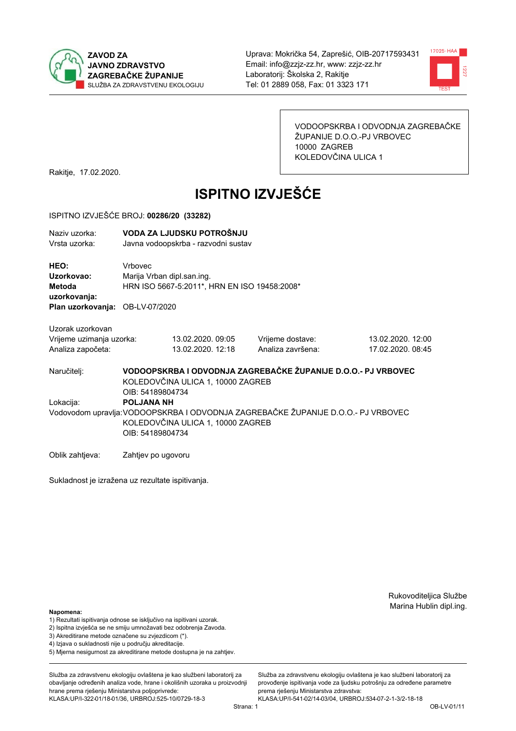**ZAVOD ZA JAVNO ZDRAVSTVO ZAGREBAČKE ŽUPANIJE**
SLUŽBA ZA ZDRAVSTVENU EKOLOGIJU

Uprava: Mokrička 54, Zaprešić, OIB-20717593431
Email: info@zzjz-zz.hr, www: zzjz-zz.hr
Laboratorij: Školska 2, Rakitje
Tel: 01 2889 058, Fax: 01 3323 171

VODOOPSKRBA I ODVODNJA ZAGREBAČKE ŽUPANIJE D.O.O.-PJ VRBOVEC
10000 ZAGREB
KOLEDOVČINA ULICA 1

Rakitje, 17.02.2020.

# ISPITNO IZVJEŠĆE

ISPITNO IZVJEŠĆE BROJ: **00286/20 (33282)**

Naziv uzorka: **VODA ZA LJUDSKU POTROŠNJU**
Vrsta uzorka: Javna vodoopskrba - razvodni sustav

**HEO:** Vrbovec
**Uzorkovao:** Marija Vrban dipl.san.ing.
**Metoda uzorkovanja:** HRN ISO 5667-5:2011*, HRN EN ISO 19458:2008*
**Plan uzorkovanja:** OB-LV-07/2020

Uzorak uzorkovan

| | | | |
|---|---|---|---|
| Vrijeme uzimanja uzorka: | 13.02.2020. 09:05 | Vrijeme dostave: | 13.02.2020. 12:00 |
| Analiza započeta: | 13.02.2020. 12:18 | Analiza završena: | 17.02.2020. 08:45 |

Naručitelj: **VODOOPSKRBA I ODVODNJA ZAGREBAČKE ŽUPANIJE D.O.O.- PJ VRBOVEC**
KOLEDOVČINA ULICA 1, 10000 ZAGREB
OIB: 54189804734

Lokacija: **POLJANA NH**

Vodovodom upravlja: VODOOPSKRBA I ODVODNJA ZAGREBAČKE ŽUPANIJE D.O.O.- PJ VRBOVEC
KOLEDOVČINA ULICA 1, 10000 ZAGREB
OIB: 54189804734

Oblik zahtjeva: Zahtjev po ugovoru

Sukladnost je izražena uz rezultate ispitivanja.

Rukovoditeljica Službe
Marina Hublin dipl.ing.

**Napomena:**
1) Rezultati ispitivanja odnose se isključivo na ispitivani uzorak.
2) Ispitna izvješća se ne smiju umnožavati bez odobrenja Zavoda.
3) Akreditirane metode označene su zvjezdicom (*).
4) Izjava o sukladnosti nije u području akreditacije.
5) Mjerna nesigurnost za akreditirane metode dostupna je na zahtjev.

Služba za zdravstvenu ekologiju ovlaštena je kao službeni laboratorij za obavljanje određenih analiza vode, hrane i okolišnih uzoraka u proizvodnji hrane prema rješenju Ministarstva poljoprivrede: KLASA:UP/I-322-01/18-01/36, URBROJ:525-10/0729-18-3

Služba za zdravstvenu ekologiju ovlaštena je kao službeni laboratorij za provođenje ispitivanja vode za ljudsku potrošnju za određene parametre prema rješenju Ministarstva zdravstva: KLASA:UP/I-541-02/14-03/04, URBROJ:534-07-2-1-3/2-18-18

OB-LV-01/11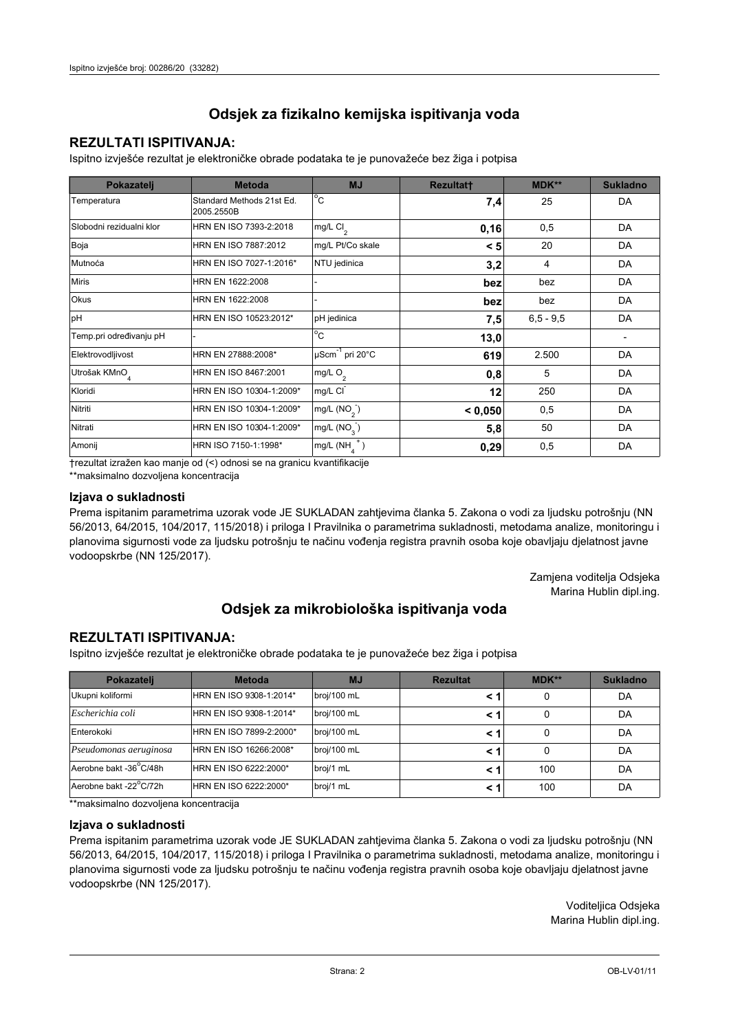# Odsjek za fizikalno kemijska ispitivanja voda

## REZULTATI ISPITIVANJA:

Ispitno izvješće rezultat je elektroničke obrade podataka te je punovažeće bez žiga i potpisa

| Pokazatelj | Metoda | MJ | Rezultat† | MDK** | Sukladno |
|---|---|---|---|---|---|
| Temperatura | Standard Methods 21st Ed. 2005.2550B | °C | **7,4** | 25 | DA |
| Slobodni rezidualni klor | HRN EN ISO 7393-2:2018 | mg/L $Cl_2$ | **0,16** | 0,5 | DA |
| Boja | HRN EN ISO 7887:2012 | mg/L Pt/Co skale | **< 5** | 20 | DA |
| Mutnoća | HRN EN ISO 7027-1:2016* | NTU jedinica | **3,2** | 4 | DA |
| Miris | HRN EN 1622:2008 | - | **bez** | bez | DA |
| Okus | HRN EN 1622:2008 | - | **bez** | bez | DA |
| pH | HRN EN ISO 10523:2012* | pH jedinica | **7,5** | 6,5 - 9,5 | DA |
| Temp.pri određivanju pH | - | °C | **13,0** | | - |
| Elektrovodljivost | HRN EN 27888:2008* | $\mu Scm^{-1}$ pri 20°C | **619** | 2.500 | DA |
| Utrošak $KMnO_4$ | HRN EN ISO 8467:2001 | mg/L $O_2$ | **0,8** | 5 | DA |
| Kloridi | HRN EN ISO 10304-1:2009* | mg/L $Cl^-$ | **12** | 250 | DA |
| Nitriti | HRN EN ISO 10304-1:2009* | mg/L ($NO_2^-$) | **< 0,050** | 0,5 | DA |
| Nitrati | HRN EN ISO 10304-1:2009* | mg/L ($NO_3^-$) | **5,8** | 50 | DA |
| Amonij | HRN ISO 7150-1:1998* | mg/L ($NH_4^+$) | **0,29** | 0,5 | DA |

†rezultat izražen kao manje od (<) odnosi se na granicu kvantifikacije

**maksimalno dozvoljena koncentracija

### Izjava o sukladnosti

Prema ispitanim parametrima uzorak vode JE SUKLADAN zahtjevima članka 5. Zakona o vodi za ljudsku potrošnju (NN 56/2013, 64/2015, 104/2017, 115/2018) i priloga I Pravilnika o parametrima sukladnosti, metodama analize, monitoringu i planovima sigurnosti vode za ljudsku potrošnju te načinu vođenja registra pravnih osoba koje obavljaju djelatnost javne vodoopskrbe (NN 125/2017).

Zamjena voditelja Odsjeka
Marina Hublin dipl.ing.

# Odsjek za mikrobiološka ispitivanja voda

## REZULTATI ISPITIVANJA:

Ispitno izvješće rezultat je elektroničke obrade podataka te je punovažeće bez žiga i potpisa

| Pokazatelj | Metoda | MJ | Rezultat | MDK** | Sukladno |
|---|---|---|---|---|---|
| Ukupni koliformi | HRN EN ISO 9308-1:2014* | broj/100 mL | **< 1** | 0 | DA |
| *Escherichia coli* | HRN EN ISO 9308-1:2014* | broj/100 mL | **< 1** | 0 | DA |
| Enterokoki | HRN EN ISO 7899-2:2000* | broj/100 mL | **< 1** | 0 | DA |
| *Pseudomonas aeruginosa* | HRN EN ISO 16266:2008* | broj/100 mL | **< 1** | 0 | DA |
| Aerobne bakt -36°C/48h | HRN EN ISO 6222:2000* | broj/1 mL | **< 1** | 100 | DA |
| Aerobne bakt -22°C/72h | HRN EN ISO 6222:2000* | broj/1 mL | **< 1** | 100 | DA |

**maksimalno dozvoljena koncentracija

### Izjava o sukladnosti

Prema ispitanim parametrima uzorak vode JE SUKLADAN zahtjevima članka 5. Zakona o vodi za ljudsku potrošnju (NN 56/2013, 64/2015, 104/2017, 115/2018) i priloga I Pravilnika o parametrima sukladnosti, metodama analize, monitoringu i planovima sigurnosti vode za ljudsku potrošnju te načinu vođenja registra pravnih osoba koje obavljaju djelatnost javne vodoopskrbe (NN 125/2017).

Voditeljica Odsjeka
Marina Hublin dipl.ing.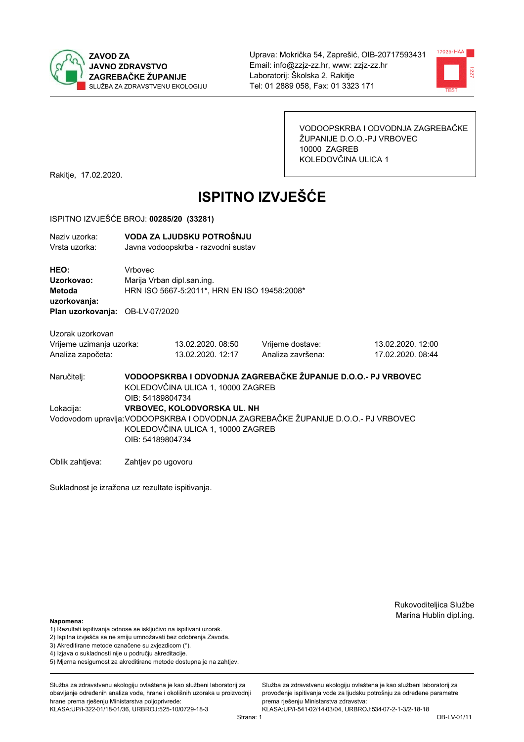ZAVOD ZA
JAVNO ZDRAVSTVO
ZAGREBAČKE ŽUPANIJE
SLUŽBA ZA ZDRAVSTVENU EKOLOGIJU

Uprava: Mokrička 54, Zaprešić, OIB-20717593431
Email: info@zzjz-zz.hr, www: zzjz-zz.hr
Laboratorij: Školska 2, Rakitje
Tel: 01 2889 058, Fax: 01 3323 171

VODOOPSKRBA I ODVODNJA ZAGREBAČKE
ŽUPANIJE D.O.O.-PJ VRBOVEC
10000 ZAGREB
KOLEDOVČINA ULICA 1

Rakitje, 17.02.2020.

# ISPITNO IZVJEŠĆE

ISPITNO IZVJEŠĆE BROJ: **00285/20 (33281)**

Naziv uzorka: **VODA ZA LJUDSKU POTROŠNJU**
Vrsta uzorka: Javna vodoopskrba - razvodni sustav

**HEO:** Vrbovec
**Uzorkovao:** Marija Vrban dipl.san.ing.
**Metoda uzorkovanja:** HRN ISO 5667-5:2011*, HRN EN ISO 19458:2008*
**Plan uzorkovanja:** OB-LV-07/2020

Uzorak uzorkovan

| | | | |
|---|---|---|---|
| Vrijeme uzimanja uzorka: | 13.02.2020. 08:50 | Vrijeme dostave: | 13.02.2020. 12:00 |
| Analiza započeta: | 13.02.2020. 12:17 | Analiza završena: | 17.02.2020. 08:44 |

Naručitelj: **VODOOPSKRBA I ODVODNJA ZAGREBAČKE ŽUPANIJE D.O.O.- PJ VRBOVEC**
KOLEDOVČINA ULICA 1, 10000 ZAGREB
OIB: 54189804734

Lokacija: **VRBOVEC, KOLODVORSKA UL. NH**

Vodovodom upravlja: VODOOPSKRBA I ODVODNJA ZAGREBAČKE ŽUPANIJE D.O.O.- PJ VRBOVEC
KOLEDOVČINA ULICA 1, 10000 ZAGREB
OIB: 54189804734

Oblik zahtjeva: Zahtjev po ugovoru

Sukladnost je izražena uz rezultate ispitivanja.

Rukovoditeljica Službe
Marina Hublin dipl.ing.

**Napomena:**
1) Rezultati ispitivanja odnose se isključivo na ispitivani uzorak.
2) Ispitna izvješća se ne smiju umnožavati bez odobrenja Zavoda.
3) Akreditirane metode označene su zvjezdicom (*).
4) Izjava o sukladnosti nije u području akreditacije.
5) Mjerna nesigurnost za akreditirane metode dostupna je na zahtjev.

Služba za zdravstvenu ekologiju ovlaštena je kao službeni laboratorij za obavljanje određenih analiza vode, hrane i okolišnih uzoraka u proizvodnji hrane prema rješenju Ministarstva poljoprivrede:
KLASA:UP/I-322-01/18-01/36, URBROJ:525-10/0729-18-3

Služba za zdravstvenu ekologiju ovlaštena je kao službeni laboratorij za provođenje ispitivanja vode za ljudsku potrošnju za određene parametre prema rješenju Ministarstva zdravstva:
KLASA:UP/I-541-02/14-03/04, URBROJ:534-07-2-1-3/2-18-18

OB-LV-01/11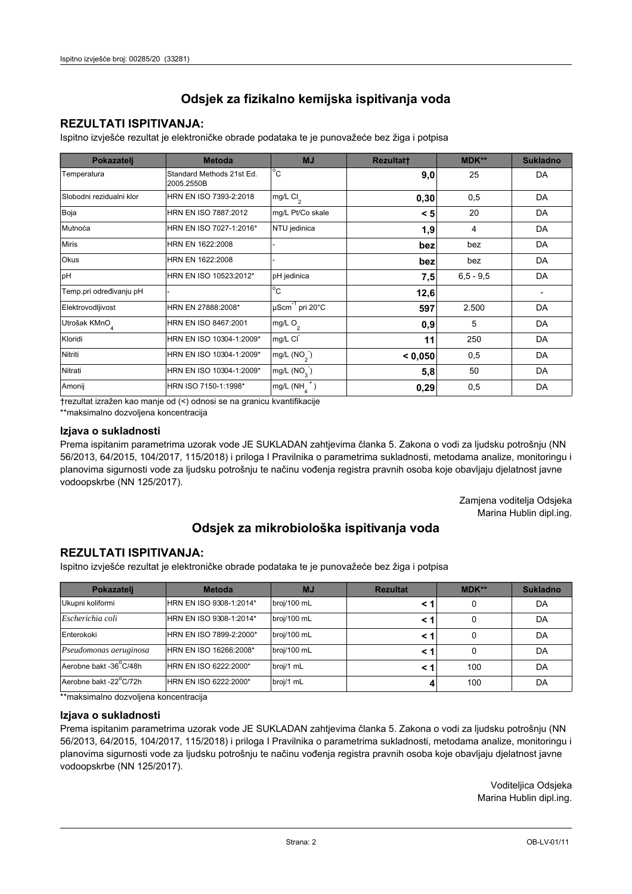## Odsjek za fizikalno kemijska ispitivanja voda

### REZULTATI ISPITIVANJA:

Ispitno izvješće rezultat je elektroničke obrade podataka te je punovažeće bez žiga i potpisa

| Pokazatelj | Metoda | MJ | Rezultat† | MDK** | Sukladno |
|---|---|---|---|---|---|
| Temperatura | Standard Methods 21st Ed. 2005.2550B | °C | **9,0** | 25 | DA |
| Slobodni rezidualni klor | HRN EN ISO 7393-2:2018 | mg/L $Cl_2$ | **0,30** | 0,5 | DA |
| Boja | HRN EN ISO 7887:2012 | mg/L Pt/Co skale | **< 5** | 20 | DA |
| Mutnoća | HRN EN ISO 7027-1:2016* | NTU jedinica | **1,9** | 4 | DA |
| Miris | HRN EN 1622:2008 | - | **bez** | bez | DA |
| Okus | HRN EN 1622:2008 | - | **bez** | bez | DA |
| pH | HRN EN ISO 10523:2012* | pH jedinica | **7,5** | 6,5 - 9,5 | DA |
| Temp.pri određivanju pH | - | °C | **12,6** | | - |
| Elektrovodljivost | HRN EN 27888:2008* | $\mu Scm^{-1}$ pri 20°C | **597** | 2.500 | DA |
| Utrošak $KMnO_4$ | HRN EN ISO 8467:2001 | mg/L $O_2$ | **0,9** | 5 | DA |
| Kloridi | HRN EN ISO 10304-1:2009* | mg/L $Cl^-$ | **11** | 250 | DA |
| Nitriti | HRN EN ISO 10304-1:2009* | mg/L ($NO_2^-$) | **< 0,050** | 0,5 | DA |
| Nitrati | HRN EN ISO 10304-1:2009* | mg/L ($NO_3^-$) | **5,8** | 50 | DA |
| Amonij | HRN ISO 7150-1:1998* | mg/L ($NH_4^+$) | **0,29** | 0,5 | DA |

†rezultat izražen kao manje od (<) odnosi se na granicu kvantifikacije

**maksimalno dozvoljena koncentracija

### Izjava o sukladnosti

Prema ispitanim parametrima uzorak vode JE SUKLADAN zahtjevima članka 5. Zakona o vodi za ljudsku potrošnju (NN 56/2013, 64/2015, 104/2017, 115/2018) i priloga I Pravilnika o parametrima sukladnosti, metodama analize, monitoringu i planovima sigurnosti vode za ljudsku potrošnju te načinu vođenja registra pravnih osoba koje obavljaju djelatnost javne vodoopskrbe (NN 125/2017).

Zamjena voditelja Odsjeka
Marina Hublin dipl.ing.

## Odsjek za mikrobiološka ispitivanja voda

### REZULTATI ISPITIVANJA:

Ispitno izvješće rezultat je elektroničke obrade podataka te je punovažeće bez žiga i potpisa

| Pokazatelj | Metoda | MJ | Rezultat | MDK** | Sukladno |
|---|---|---|---|---|---|
| Ukupni koliformi | HRN EN ISO 9308-1:2014* | broj/100 mL | **< 1** | 0 | DA |
| *Escherichia coli* | HRN EN ISO 9308-1:2014* | broj/100 mL | **< 1** | 0 | DA |
| Enterokoki | HRN EN ISO 7899-2:2000* | broj/100 mL | **< 1** | 0 | DA |
| *Pseudomonas aeruginosa* | HRN EN ISO 16266:2008* | broj/100 mL | **< 1** | 0 | DA |
| Aerobne bakt -36°C/48h | HRN EN ISO 6222:2000* | broj/1 mL | **< 1** | 100 | DA |
| Aerobne bakt -22°C/72h | HRN EN ISO 6222:2000* | broj/1 mL | **4** | 100 | DA |

**maksimalno dozvoljena koncentracija

### Izjava o sukladnosti

Prema ispitanim parametrima uzorak vode JE SUKLADAN zahtjevima članka 5. Zakona o vodi za ljudsku potrošnju (NN 56/2013, 64/2015, 104/2017, 115/2018) i priloga I Pravilnika o parametrima sukladnosti, metodama analize, monitoringu i planovima sigurnosti vode za ljudsku potrošnju te načinu vođenja registra pravnih osoba koje obavljaju djelatnost javne vodoopskrbe (NN 125/2017).

Voditeljica Odsjeka
Marina Hublin dipl.ing.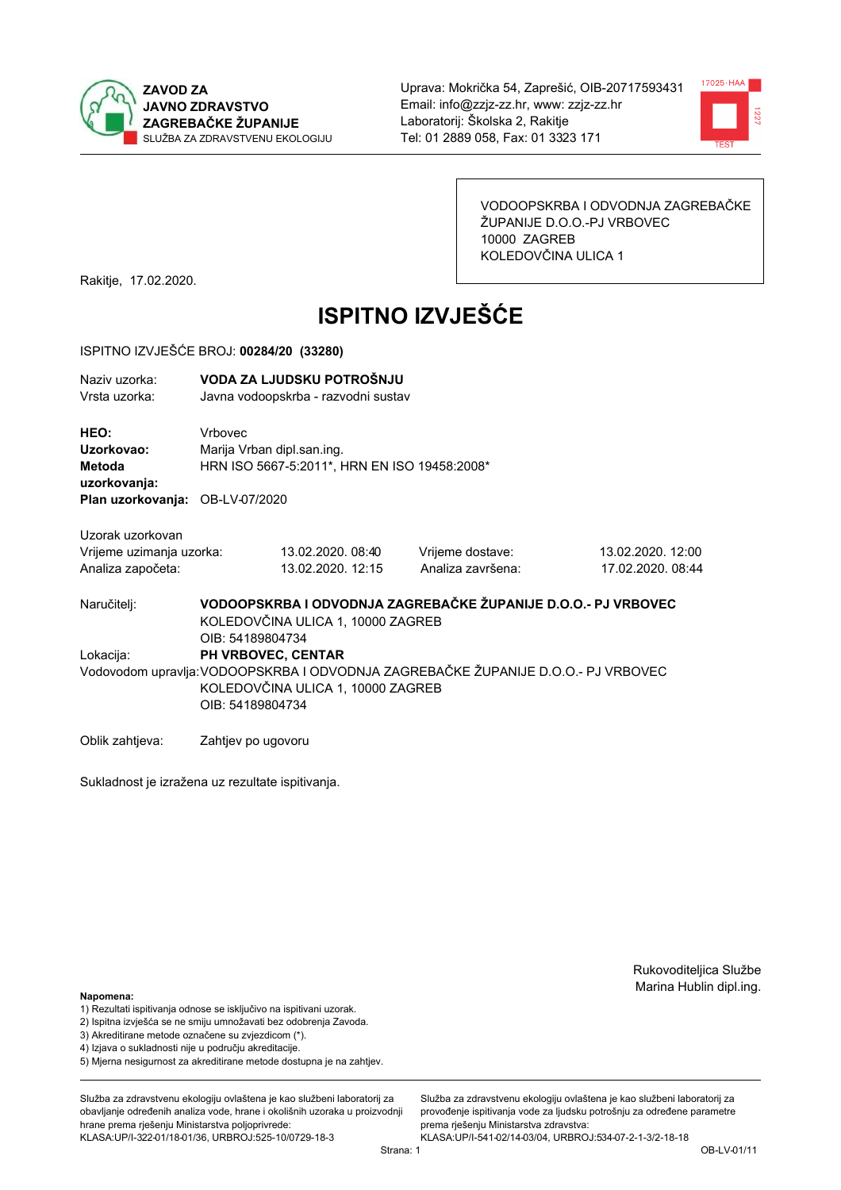**ZAVOD ZA JAVNO ZDRAVSTVO ZAGREBAČKE ŽUPANIJE**
SLUŽBA ZA ZDRAVSTVENU EKOLOGIJU

Uprava: Mokrička 54, Zaprešić, OIB-20717593431
Email: info@zzjz-zz.hr, www: zzjz-zz.hr
Laboratorij: Školska 2, Rakitje
Tel: 01 2889 058, Fax: 01 3323 171

VODOOPSKRBA I ODVODNJA ZAGREBAČKE ŽUPANIJE D.O.O.-PJ VRBOVEC
10000 ZAGREB
KOLEDOVČINA ULICA 1

Rakitje, 17.02.2020.

# ISPITNO IZVJEŠĆE

ISPITNO IZVJEŠĆE BROJ: **00284/20 (33280)**

Naziv uzorka: **VODA ZA LJUDSKU POTROŠNJU**
Vrsta uzorka: Javna vodoopskrba - razvodni sustav

**HEO:** Vrbovec
**Uzorkovao:** Marija Vrban dipl.san.ing.
**Metoda uzorkovanja:** HRN ISO 5667-5:2011*, HRN EN ISO 19458:2008*
**Plan uzorkovanja:** OB-LV-07/2020

Uzorak uzorkovan

| | | | |
|---|---|---|---|
| Vrijeme uzimanja uzorka: | 13.02.2020. 08:40 | Vrijeme dostave: | 13.02.2020. 12:00 |
| Analiza započeta: | 13.02.2020. 12:15 | Analiza završena: | 17.02.2020. 08:44 |

Naručitelj: **VODOOPSKRBA I ODVODNJA ZAGREBAČKE ŽUPANIJE D.O.O.- PJ VRBOVEC**
KOLEDOVČINA ULICA 1, 10000 ZAGREB
OIB: 54189804734

Lokacija: **PH VRBOVEC, CENTAR**

Vodovodom upravlja: VODOOPSKRBA I ODVODNJA ZAGREBAČKE ŽUPANIJE D.O.O.- PJ VRBOVEC
KOLEDOVČINA ULICA 1, 10000 ZAGREB
OIB: 54189804734

Oblik zahtjeva: Zahtjev po ugovoru

Sukladnost je izražena uz rezultate ispitivanja.

Rukovoditeljica Službe
Marina Hublin dipl.ing.

**Napomena:**
1) Rezultati ispitivanja odnose se isključivo na ispitivani uzorak.
2) Ispitna izvješća se ne smiju umnožavati bez odobrenja Zavoda.
3) Akreditirane metode označene su zvjezdicom (*).
4) Izjava o sukladnosti nije u području akreditacije.
5) Mjerna nesigurnost za akreditirane metode dostupna je na zahtjev.

Služba za zdravstvenu ekologiju ovlaštena je kao službeni laboratorij za obavljanje određenih analiza vode, hrane i okolišnih uzoraka u proizvodnji hrane prema rješenju Ministarstva poljoprivrede: KLASA:UP/I-322-01/18-01/36, URBROJ:525-10/0729-18-3

Služba za zdravstvenu ekologiju ovlaštena je kao službeni laboratorij za provođenje ispitivanja vode za ljudsku potrošnju za određene parametre prema rješenju Ministarstva zdravstva: KLASA:UP/I-541-02/14-03/04, URBROJ:534-07-2-1-3/2-18-18

OB-LV-01/11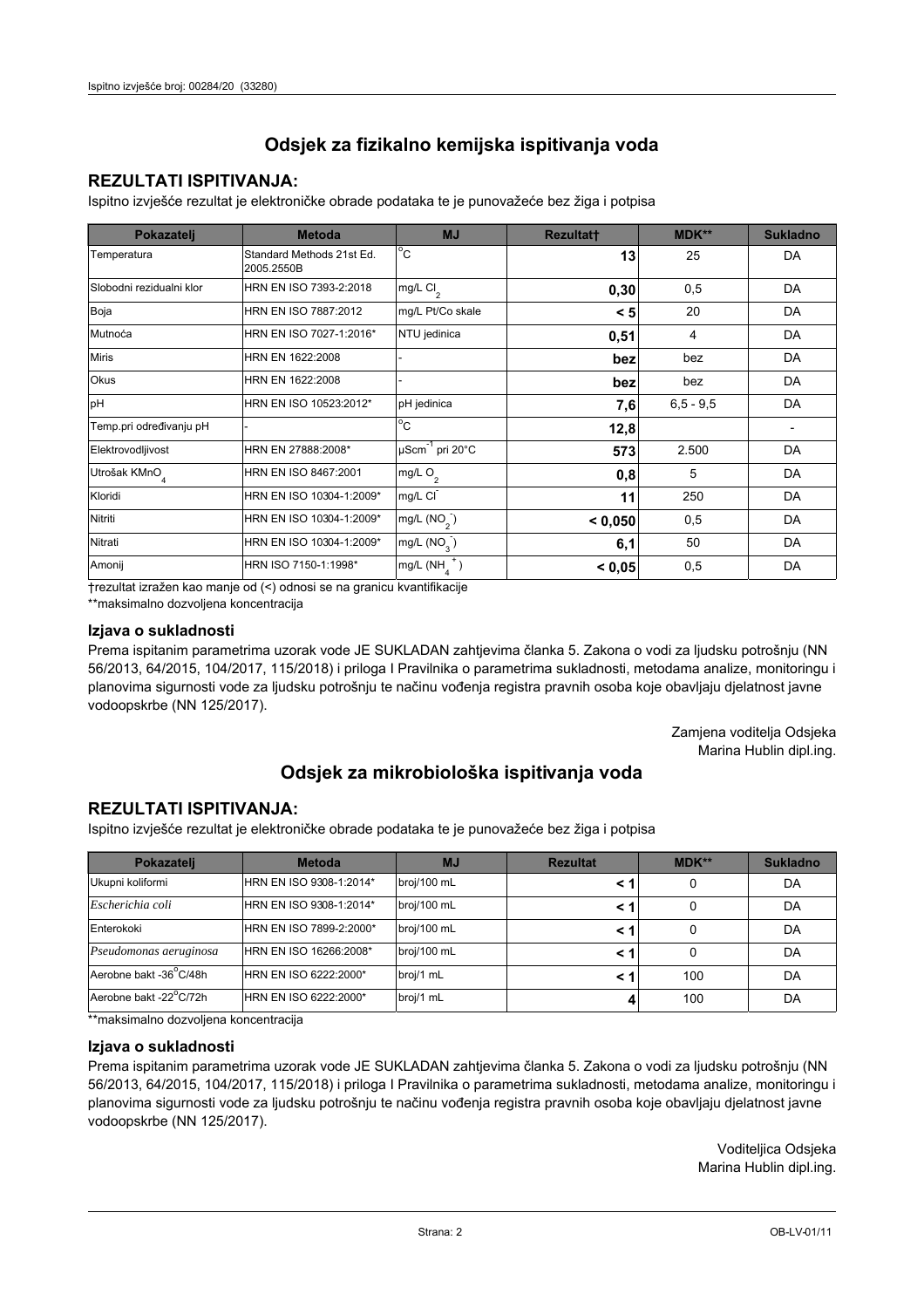# Odsjek za fizikalno kemijska ispitivanja voda

## REZULTATI ISPITIVANJA:

Ispitno izvješće rezultat je elektroničke obrade podataka te je punovažeće bez žiga i potpisa

| Pokazatelj | Metoda | MJ | Rezultat† | MDK** | Sukladno |
|---|---|---|---|---|---|
| Temperatura | Standard Methods 21st Ed. 2005.2550B | °C | **13** | 25 | DA |
| Slobodni rezidualni klor | HRN EN ISO 7393-2:2018 | mg/L $Cl_2$ | **0,30** | 0,5 | DA |
| Boja | HRN EN ISO 7887:2012 | mg/L Pt/Co skale | **< 5** | 20 | DA |
| Mutnoća | HRN EN ISO 7027-1:2016* | NTU jedinica | **0,51** | 4 | DA |
| Miris | HRN EN 1622:2008 | - | **bez** | bez | DA |
| Okus | HRN EN 1622:2008 | - | **bez** | bez | DA |
| pH | HRN EN ISO 10523:2012* | pH jedinica | **7,6** | 6,5 - 9,5 | DA |
| Temp.pri određivanju pH | - | °C | **12,8** | | - |
| Elektrovodljivost | HRN EN 27888:2008* | $\mu Scm^{-1}$ pri 20°C | **573** | 2.500 | DA |
| Utrošak $KMnO_4$ | HRN EN ISO 8467:2001 | mg/L $O_2$ | **0,8** | 5 | DA |
| Kloridi | HRN EN ISO 10304-1:2009* | mg/L $Cl^-$ | **11** | 250 | DA |
| Nitriti | HRN EN ISO 10304-1:2009* | mg/L $(NO_2^-)$ | **< 0,050** | 0,5 | DA |
| Nitrati | HRN EN ISO 10304-1:2009* | mg/L $(NO_3^-)$ | **6,1** | 50 | DA |
| Amonij | HRN ISO 7150-1:1998* | mg/L $(NH_4^+)$ | **< 0,05** | 0,5 | DA |

†rezultat izražen kao manje od (<) odnosi se na granicu kvantifikacije

**maksimalno dozvoljena koncentracija

### Izjava o sukladnosti

Prema ispitanim parametrima uzorak vode JE SUKLADAN zahtjevima članka 5. Zakona o vodi za ljudsku potrošnju (NN 56/2013, 64/2015, 104/2017, 115/2018) i priloga I Pravilnika o parametrima sukladnosti, metodama analize, monitoringu i planovima sigurnosti vode za ljudsku potrošnju te načinu vođenja registra pravnih osoba koje obavljaju djelatnost javne vodoopskrbe (NN 125/2017).

Zamjena voditelja Odsjeka
Marina Hublin dipl.ing.

# Odsjek za mikrobiološka ispitivanja voda

## REZULTATI ISPITIVANJA:

Ispitno izvješće rezultat je elektroničke obrade podataka te je punovažeće bez žiga i potpisa

| Pokazatelj | Metoda | MJ | Rezultat | MDK** | Sukladno |
|---|---|---|---|---|---|
| Ukupni koliformi | HRN EN ISO 9308-1:2014* | broj/100 mL | **< 1** | 0 | DA |
| *Escherichia coli* | HRN EN ISO 9308-1:2014* | broj/100 mL | **< 1** | 0 | DA |
| Enterokoki | HRN EN ISO 7899-2:2000* | broj/100 mL | **< 1** | 0 | DA |
| *Pseudomonas aeruginosa* | HRN EN ISO 16266:2008* | broj/100 mL | **< 1** | 0 | DA |
| Aerobne bakt -36°C/48h | HRN EN ISO 6222:2000* | broj/1 mL | **< 1** | 100 | DA |
| Aerobne bakt -22°C/72h | HRN EN ISO 6222:2000* | broj/1 mL | **4** | 100 | DA |

**maksimalno dozvoljena koncentracija

### Izjava o sukladnosti

Prema ispitanim parametrima uzorak vode JE SUKLADAN zahtjevima članka 5. Zakona o vodi za ljudsku potrošnju (NN 56/2013, 64/2015, 104/2017, 115/2018) i priloga I Pravilnika o parametrima sukladnosti, metodama analize, monitoringu i planovima sigurnosti vode za ljudsku potrošnju te načinu vođenja registra pravnih osoba koje obavljaju djelatnost javne vodoopskrbe (NN 125/2017).

Voditeljica Odsjeka
Marina Hublin dipl.ing.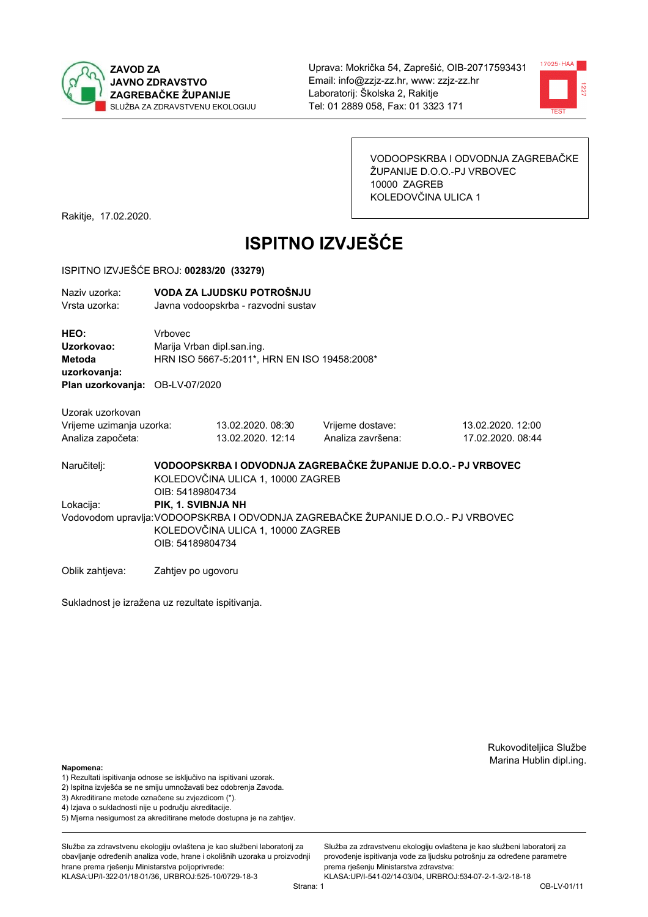**ZAVOD ZA JAVNO ZDRAVSTVO ZAGREBAČKE ŽUPANIJE**
SLUŽBA ZA ZDRAVSTVENU EKOLOGIJU

Uprava: Mokrička 54, Zaprešić, OIB-20717593431
Email: info@zzjz-zz.hr, www: zzjz-zz.hr
Laboratorij: Školska 2, Rakitje
Tel: 01 2889 058, Fax: 01 3323 171

VODOOPSKRBA I ODVODNJA ZAGREBAČKE ŽUPANIJE D.O.O.-PJ VRBOVEC
10000 ZAGREB
KOLEDOVČINA ULICA 1

Rakitje, 17.02.2020.

# ISPITNO IZVJEŠĆE

ISPITNO IZVJEŠĆE BROJ: **00283/20 (33279)**

Naziv uzorka: **VODA ZA LJUDSKU POTROŠNJU**
Vrsta uzorka: Javna vodoopskrba - razvodni sustav

**HEO:** Vrbovec
**Uzorkovao:** Marija Vrban dipl.san.ing.
**Metoda uzorkovanja:** HRN ISO 5667-5:2011*, HRN EN ISO 19458:2008*
**Plan uzorkovanja:** OB-LV-07/2020

Uzorak uzorkovan

| | | | |
|---|---|---|---|
| Vrijeme uzimanja uzorka: | 13.02.2020. 08:30 | Vrijeme dostave: | 13.02.2020. 12:00 |
| Analiza započeta: | 13.02.2020. 12:14 | Analiza završena: | 17.02.2020. 08:44 |

Naručitelj: **VODOOPSKRBA I ODVODNJA ZAGREBAČKE ŽUPANIJE D.O.O.- PJ VRBOVEC**
KOLEDOVČINA ULICA 1, 10000 ZAGREB
OIB: 54189804734

Lokacija: **PIK, 1. SVIBNJA NH**

Vodovodom upravlja: VODOOPSKRBA I ODVODNJA ZAGREBAČKE ŽUPANIJE D.O.O.- PJ VRBOVEC
KOLEDOVČINA ULICA 1, 10000 ZAGREB
OIB: 54189804734

Oblik zahtjeva: Zahtjev po ugovoru

Sukladnost je izražena uz rezultate ispitivanja.

Rukovoditeljica Službe
Marina Hublin dipl.ing.

**Napomena:**
1) Rezultati ispitivanja odnose se isključivo na ispitivani uzorak.
2) Ispitna izvješća se ne smiju umnožavati bez odobrenja Zavoda.
3) Akreditirane metode označene su zvjezdicom (*).
4) Izjava o sukladnosti nije u području akreditacije.
5) Mjerna nesigurnost za akreditirane metode dostupna je na zahtjev.

Služba za zdravstvenu ekologiju ovlaštena je kao službeni laboratorij za obavljanje određenih analiza vode, hrane i okolišnih uzoraka u proizvodnji hrane prema rješenju Ministarstva poljoprivrede: KLASA:UP/I-322-01/18-01/36, URBROJ:525-10/0729-18-3

Služba za zdravstvenu ekologiju ovlaštena je kao službeni laboratorij za provođenje ispitivanja vode za ljudsku potrošnju za određene parametre prema rješenju Ministarstva zdravstva: KLASA:UP/I-541-02/14-03/04, URBROJ:534-07-2-1-3/2-18-18

OB-LV-01/11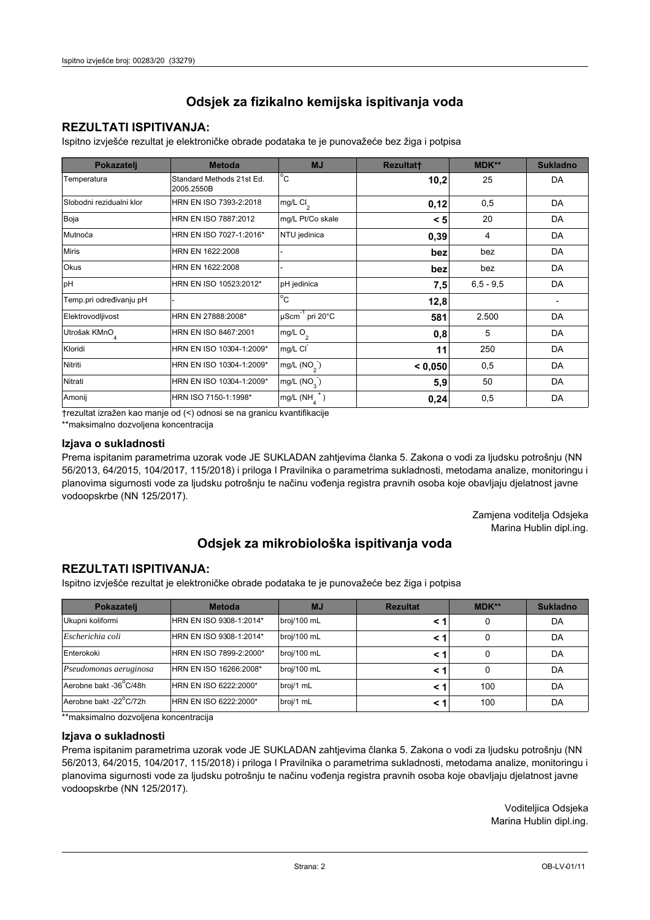## Odsjek za fizikalno kemijska ispitivanja voda

### REZULTATI ISPITIVANJA:

Ispitno izvješće rezultat je elektroničke obrade podataka te je punovažeće bez žiga i potpisa

| Pokazatelj | Metoda | MJ | Rezultat† | MDK** | Sukladno |
|---|---|---|---|---|---|
| Temperatura | Standard Methods 21st Ed. 2005.2550B | °C | **10,2** | 25 | DA |
| Slobodni rezidualni klor | HRN EN ISO 7393-2:2018 | mg/L $Cl_2$ | **0,12** | 0,5 | DA |
| Boja | HRN EN ISO 7887:2012 | mg/L Pt/Co skale | **< 5** | 20 | DA |
| Mutnoća | HRN EN ISO 7027-1:2016* | NTU jedinica | **0,39** | 4 | DA |
| Miris | HRN EN 1622:2008 | - | **bez** | bez | DA |
| Okus | HRN EN 1622:2008 | - | **bez** | bez | DA |
| pH | HRN EN ISO 10523:2012* | pH jedinica | **7,5** | 6,5 - 9,5 | DA |
| Temp.pri određivanju pH | - | °C | **12,8** | | - |
| Elektrovodljivost | HRN EN 27888:2008* | $\mu Scm^{-1}$ pri 20°C | **581** | 2.500 | DA |
| Utrošak $KMnO_4$ | HRN EN ISO 8467:2001 | mg/L $O_2$ | **0,8** | 5 | DA |
| Kloridi | HRN EN ISO 10304-1:2009* | mg/L $Cl^-$ | **11** | 250 | DA |
| Nitriti | HRN EN ISO 10304-1:2009* | mg/L ($NO_2^-$) | **< 0,050** | 0,5 | DA |
| Nitrati | HRN EN ISO 10304-1:2009* | mg/L ($NO_3^-$) | **5,9** | 50 | DA |
| Amonij | HRN ISO 7150-1:1998* | mg/L ($NH_4^+$) | **0,24** | 0,5 | DA |

†rezultat izražen kao manje od (<) odnosi se na granicu kvantifikacije

**maksimalno dozvoljena koncentracija

### Izjava o sukladnosti

Prema ispitanim parametrima uzorak vode JE SUKLADAN zahtjevima članka 5. Zakona o vodi za ljudsku potrošnju (NN 56/2013, 64/2015, 104/2017, 115/2018) i priloga I Pravilnika o parametrima sukladnosti, metodama analize, monitoringu i planovima sigurnosti vode za ljudsku potrošnju te načinu vođenja registra pravnih osoba koje obavljaju djelatnost javne vodoopskrbe (NN 125/2017).

Zamjena voditelja Odsjeka
Marina Hublin dipl.ing.

## Odsjek za mikrobiološka ispitivanja voda

### REZULTATI ISPITIVANJA:

Ispitno izvješće rezultat je elektroničke obrade podataka te je punovažeće bez žiga i potpisa

| Pokazatelj | Metoda | MJ | Rezultat | MDK** | Sukladno |
|---|---|---|---|---|---|
| Ukupni koliformi | HRN EN ISO 9308-1:2014* | broj/100 mL | **< 1** | 0 | DA |
| *Escherichia coli* | HRN EN ISO 9308-1:2014* | broj/100 mL | **< 1** | 0 | DA |
| Enterokoki | HRN EN ISO 7899-2:2000* | broj/100 mL | **< 1** | 0 | DA |
| *Pseudomonas aeruginosa* | HRN EN ISO 16266:2008* | broj/100 mL | **< 1** | 0 | DA |
| Aerobne bakt -36°C/48h | HRN EN ISO 6222:2000* | broj/1 mL | **< 1** | 100 | DA |
| Aerobne bakt -22°C/72h | HRN EN ISO 6222:2000* | broj/1 mL | **< 1** | 100 | DA |

**maksimalno dozvoljena koncentracija

### Izjava o sukladnosti

Prema ispitanim parametrima uzorak vode JE SUKLADAN zahtjevima članka 5. Zakona o vodi za ljudsku potrošnju (NN 56/2013, 64/2015, 104/2017, 115/2018) i priloga I Pravilnika o parametrima sukladnosti, metodama analize, monitoringu i planovima sigurnosti vode za ljudsku potrošnju te načinu vođenja registra pravnih osoba koje obavljaju djelatnost javne vodoopskrbe (NN 125/2017).

Voditeljica Odsjeka
Marina Hublin dipl.ing.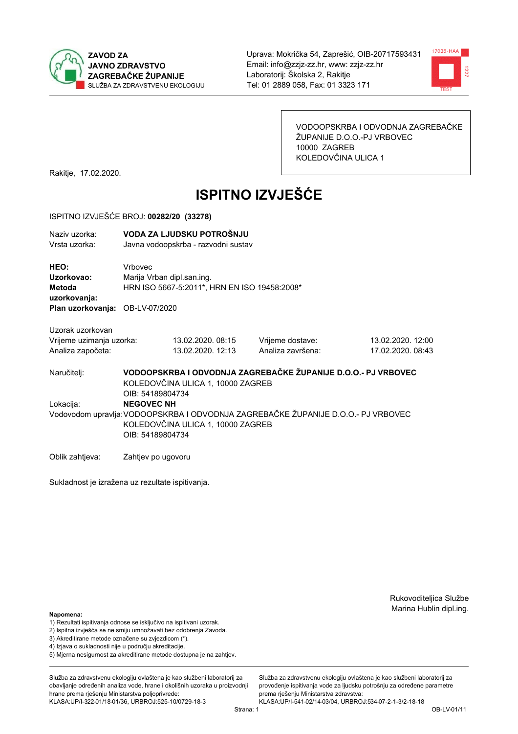ZAVOD ZA JAVNO ZDRAVSTVO ZAGREBAČKE ŽUPANIJE
SLUŽBA ZA ZDRAVSTVENU EKOLOGIJU

Uprava: Mokrička 54, Zaprešić, OIB-20717593431
Email: info@zzjz-zz.hr, www: zzjz-zz.hr
Laboratorij: Školska 2, Rakitje
Tel: 01 2889 058, Fax: 01 3323 171

VODOOPSKRBA I ODVODNJA ZAGREBAČKE ŽUPANIJE D.O.O.-PJ VRBOVEC
10000 ZAGREB
KOLEDOVČINA ULICA 1

Rakitje, 17.02.2020.

# ISPITNO IZVJEŠĆE

ISPITNO IZVJEŠĆE BROJ: **00282/20 (33278)**

Naziv uzorka: **VODA ZA LJUDSKU POTROŠNJU**
Vrsta uzorka: Javna vodoopskrba - razvodni sustav

**HEO:** Vrbovec
**Uzorkovao:** Marija Vrban dipl.san.ing.
**Metoda uzorkovanja:** HRN ISO 5667-5:2011*, HRN EN ISO 19458:2008*
**Plan uzorkovanja:** OB-LV-07/2020

Uzorak uzorkovan

| | | | |
|---|---|---|---|
| Vrijeme uzimanja uzorka: | 13.02.2020. 08:15 | Vrijeme dostave: | 13.02.2020. 12:00 |
| Analiza započeta: | 13.02.2020. 12:13 | Analiza završena: | 17.02.2020. 08:43 |

Naručitelj: **VODOOPSKRBA I ODVODNJA ZAGREBAČKE ŽUPANIJE D.O.O.- PJ VRBOVEC**
KOLEDOVČINA ULICA 1, 10000 ZAGREB
OIB: 54189804734

Lokacija: **NEGOVEC NH**

Vodovodom upravlja: VODOOPSKRBA I ODVODNJA ZAGREBAČKE ŽUPANIJE D.O.O.- PJ VRBOVEC
KOLEDOVČINA ULICA 1, 10000 ZAGREB
OIB: 54189804734

Oblik zahtjeva: Zahtjev po ugovoru

Sukladnost je izražena uz rezultate ispitivanja.

Rukovoditeljica Službe
Marina Hublin dipl.ing.

**Napomena:**
1) Rezultati ispitivanja odnose se isključivo na ispitivani uzorak.
2) Ispitna izvješća se ne smiju umnožavati bez odobrenja Zavoda.
3) Akreditirane metode označene su zvjezdicom (*).
4) Izjava o sukladnosti nije u području akreditacije.
5) Mjerna nesigurnost za akreditirane metode dostupna je na zahtjev.

Služba za zdravstvenu ekologiju ovlaštena je kao službeni laboratorij za obavljanje određenih analiza vode, hrane i okolišnih uzoraka u proizvodnji hrane prema rješenju Ministarstva poljoprivrede: KLASA:UP/I-322-01/18-01/36, URBROJ:525-10/0729-18-3

Služba za zdravstvenu ekologiju ovlaštena je kao službeni laboratorij za provođenje ispitivanja vode za ljudsku potrošnju za određene parametre prema rješenju Ministarstva zdravstva: KLASA:UP/I-541-02/14-03/04, URBROJ:534-07-2-1-3/2-18-18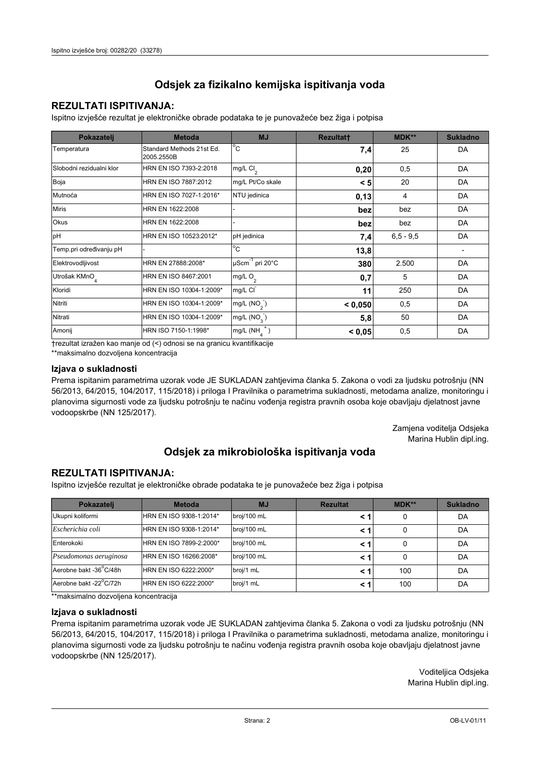## Odsjek za fizikalno kemijska ispitivanja voda

### REZULTATI ISPITIVANJA:

Ispitno izvješće rezultat je elektroničke obrade podataka te je punovažeće bez žiga i potpisa

| Pokazatelj | Metoda | MJ | Rezultat† | MDK** | Sukladno |
|---|---|---|---|---|---|
| Temperatura | Standard Methods 21st Ed. 2005.2550B | °C | **7,4** | 25 | DA |
| Slobodni rezidualni klor | HRN EN ISO 7393-2:2018 | mg/L $Cl_2$ | **0,20** | 0,5 | DA |
| Boja | HRN EN ISO 7887:2012 | mg/L Pt/Co skale | **< 5** | 20 | DA |
| Mutnoća | HRN EN ISO 7027-1:2016* | NTU jedinica | **0,13** | 4 | DA |
| Miris | HRN EN 1622:2008 | - | **bez** | bez | DA |
| Okus | HRN EN 1622:2008 | - | **bez** | bez | DA |
| pH | HRN EN ISO 10523:2012* | pH jedinica | **7,4** | 6,5 - 9,5 | DA |
| Temp.pri određivanju pH | - | °C | **13,8** | | - |
| Elektrovodljivost | HRN EN 27888:2008* | $\mu Scm^{-1}$ pri 20°C | **380** | 2.500 | DA |
| Utrošak $KMnO_4$ | HRN EN ISO 8467:2001 | mg/L $O_2$ | **0,7** | 5 | DA |
| Kloridi | HRN EN ISO 10304-1:2009* | mg/L $Cl^-$ | **11** | 250 | DA |
| Nitriti | HRN EN ISO 10304-1:2009* | mg/L ($NO_2^-$) | **< 0,050** | 0,5 | DA |
| Nitrati | HRN EN ISO 10304-1:2009* | mg/L ($NO_3^-$) | **5,8** | 50 | DA |
| Amonij | HRN ISO 7150-1:1998* | mg/L ($NH_4^+$) | **< 0,05** | 0,5 | DA |

†rezultat izražen kao manje od (<) odnosi se na granicu kvantifikacije

**maksimalno dozvoljena koncentracija

### Izjava o sukladnosti

Prema ispitanim parametrima uzorak vode JE SUKLADAN zahtjevima članka 5. Zakona o vodi za ljudsku potrošnju (NN 56/2013, 64/2015, 104/2017, 115/2018) i priloga I Pravilnika o parametrima sukladnosti, metodama analize, monitoringu i planovima sigurnosti vode za ljudsku potrošnju te načinu vođenja registra pravnih osoba koje obavljaju djelatnost javne vodoopskrbe (NN 125/2017).

Zamjena voditelja Odsjeka
Marina Hublin dipl.ing.

## Odsjek za mikrobiološka ispitivanja voda

### REZULTATI ISPITIVANJA:

Ispitno izvješće rezultat je elektroničke obrade podataka te je punovažeće bez žiga i potpisa

| Pokazatelj | Metoda | MJ | Rezultat | MDK** | Sukladno |
|---|---|---|---|---|---|
| Ukupni koliformi | HRN EN ISO 9308-1:2014* | broj/100 mL | **< 1** | 0 | DA |
| *Escherichia coli* | HRN EN ISO 9308-1:2014* | broj/100 mL | **< 1** | 0 | DA |
| Enterokoki | HRN EN ISO 7899-2:2000* | broj/100 mL | **< 1** | 0 | DA |
| *Pseudomonas aeruginosa* | HRN EN ISO 16266:2008* | broj/100 mL | **< 1** | 0 | DA |
| Aerobne bakt -36°C/48h | HRN EN ISO 6222:2000* | broj/1 mL | **< 1** | 100 | DA |
| Aerobne bakt -22°C/72h | HRN EN ISO 6222:2000* | broj/1 mL | **< 1** | 100 | DA |

**maksimalno dozvoljena koncentracija

### Izjava o sukladnosti

Prema ispitanim parametrima uzorak vode JE SUKLADAN zahtjevima članka 5. Zakona o vodi za ljudsku potrošnju (NN 56/2013, 64/2015, 104/2017, 115/2018) i priloga I Pravilnika o parametrima sukladnosti, metodama analize, monitoringu i planovima sigurnosti vode za ljudsku potrošnju te načinu vođenja registra pravnih osoba koje obavljaju djelatnost javne vodoopskrbe (NN 125/2017).

Voditeljica Odsjeka
Marina Hublin dipl.ing.